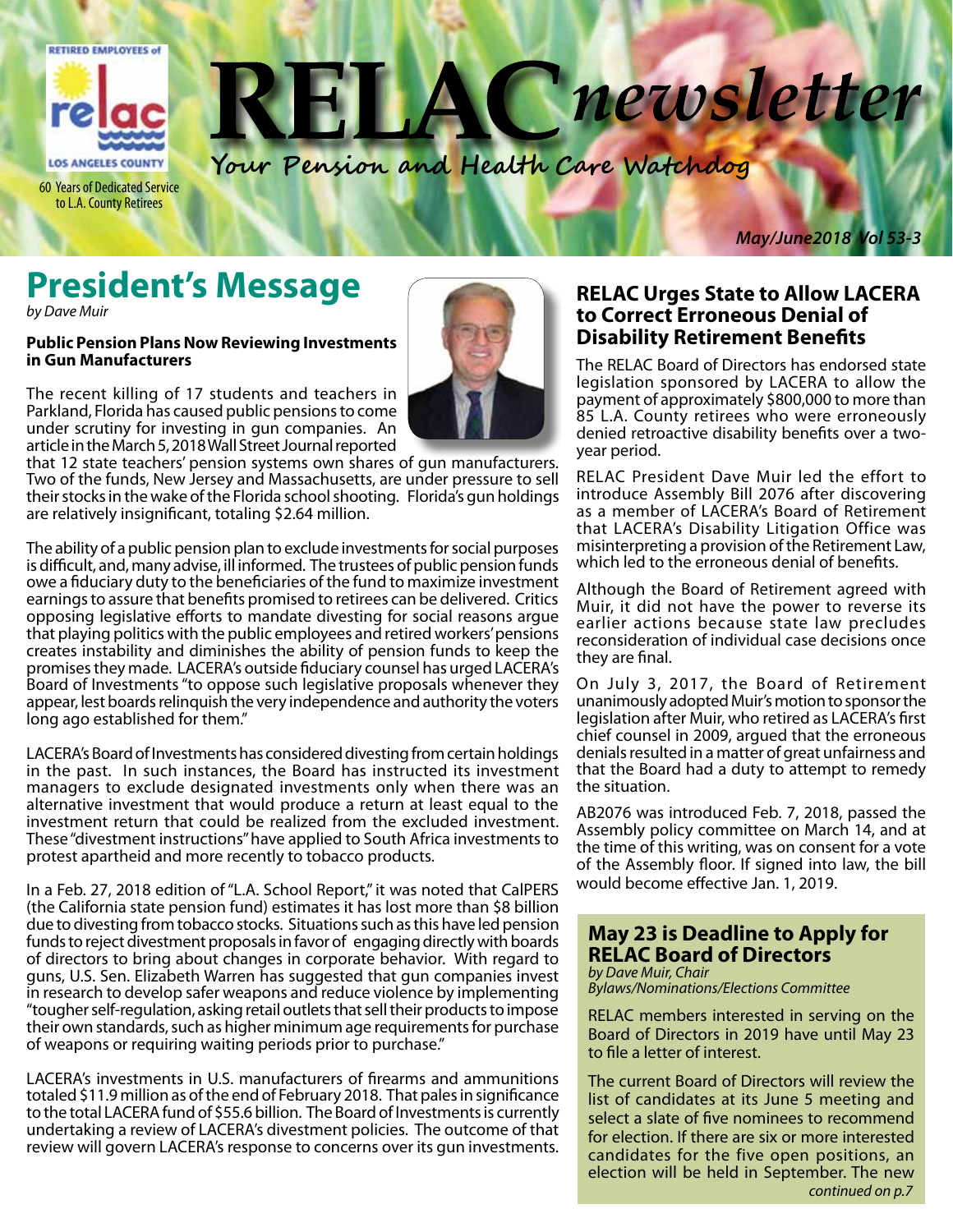RETIRED EMPLOYEES of relac LOS ANGELES COUNTY

60 Years of Dedicated Service to L.A. County Retirees

# RELAC newsletter

**Your Pension and Health Care Watchdog**

*May/June2018 Vol 53-3*

## President's Message

*by Dave Muir*

**Public Pension Plans Now Reviewing Investments in Gun Manufacturers**

The recent killing of 17 students and teachers in Parkland, Florida has caused public pensions to come under scrutiny for investing in gun companies. An article in the March 5, 2018 Wall Street Journal reported that 12 state teachers' pension systems own shares of gun manufacturers. Two of the funds, New Jersey and Massachusetts, are under pressure to sell their stocks in the wake of the Florida school shooting. Florida's gun holdings are relatively insignificant, totaling $2.64 million.

The ability of a public pension plan to exclude investments for social purposes is difficult, and, many advise, ill informed. The trustees of public pension funds owe a fiduciary duty to the beneficiaries of the fund to maximize investment earnings to assure that benefits promised to retirees can be delivered. Critics opposing legislative efforts to mandate divesting for social reasons argue that playing politics with the public employees and retired workers' pensions creates instability and diminishes the ability of pension funds to keep the promises they made. LACERA's outside fiduciary counsel has urged LACERA's Board of Investments "to oppose such legislative proposals whenever they appear, lest boards relinquish the very independence and authority the voters long ago established for them."

LACERA's Board of Investments has considered divesting from certain holdings in the past. In such instances, the Board has instructed its investment managers to exclude designated investments only when there was an alternative investment that would produce a return at least equal to the investment return that could be realized from the excluded investment. These "divestment instructions" have applied to South Africa investments to protest apartheid and more recently to tobacco products.

In a Feb. 27, 2018 edition of "L.A. School Report," it was noted that CalPERS (the California state pension fund) estimates it has lost more than $8 billion due to divesting from tobacco stocks. Situations such as this have led pension funds to reject divestment proposals in favor of engaging directly with boards of directors to bring about changes in corporate behavior. With regard to guns, U.S. Sen. Elizabeth Warren has suggested that gun companies invest in research to develop safer weapons and reduce violence by implementing "tougher self-regulation, asking retail outlets that sell their products to impose their own standards, such as higher minimum age requirements for purchase of weapons or requiring waiting periods prior to purchase."

LACERA's investments in U.S. manufacturers of firearms and ammunitions totaled $11.9 million as of the end of February 2018. That pales in significance to the total LACERA fund of $55.6 billion. The Board of Investments is currently undertaking a review of LACERA's divestment policies. The outcome of that review will govern LACERA's response to concerns over its gun investments.

## RELAC Urges State to Allow LACERA to Correct Erroneous Denial of Disability Retirement Benefits

The RELAC Board of Directors has endorsed state legislation sponsored by LACERA to allow the payment of approximately $800,000 to more than 85 L.A. County retirees who were erroneously denied retroactive disability benefits over a two-year period.

RELAC President Dave Muir led the effort to introduce Assembly Bill 2076 after discovering as a member of LACERA's Board of Retirement that LACERA's Disability Litigation Office was misinterpreting a provision of the Retirement Law, which led to the erroneous denial of benefits.

Although the Board of Retirement agreed with Muir, it did not have the power to reverse its earlier actions because state law precludes reconsideration of individual case decisions once they are final.

On July 3, 2017, the Board of Retirement unanimously adopted Muir's motion to sponsor the legislation after Muir, who retired as LACERA's first chief counsel in 2009, argued that the erroneous denials resulted in a matter of great unfairness and that the Board had a duty to attempt to remedy the situation.

AB2076 was introduced Feb. 7, 2018, passed the Assembly policy committee on March 14, and at the time of this writing, was on consent for a vote of the Assembly floor. If signed into law, the bill would become effective Jan. 1, 2019.

## May 23 is Deadline to Apply for RELAC Board of Directors

*by Dave Muir, Chair*
*Bylaws/Nominations/Elections Committee*

RELAC members interested in serving on the Board of Directors in 2019 have until May 23 to file a letter of interest.

The current Board of Directors will review the list of candidates at its June 5 meeting and select a slate of five nominees to recommend for election. If there are six or more interested candidates for the five open positions, an election will be held in September. The new

*continued on p.7*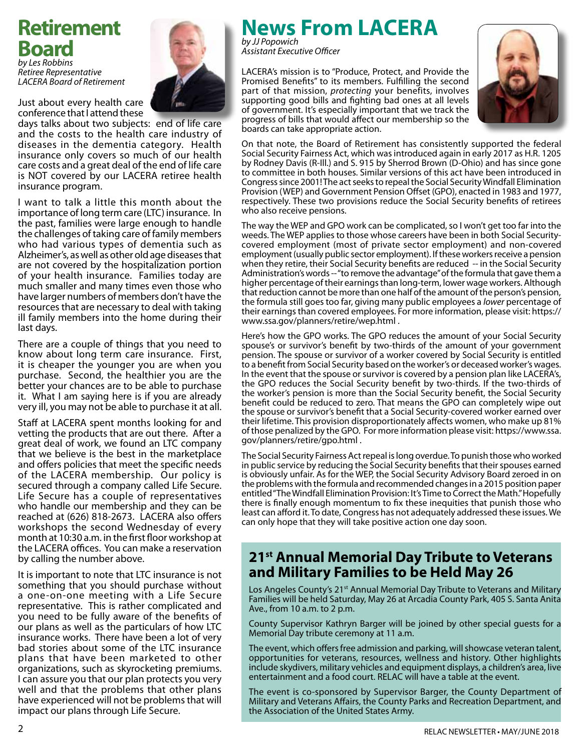# Retirement Board

*by Les Robbins*
*Retiree Representative*
*LACERA Board of Retirement*

Just about every health care conference that I attend these days talks about two subjects: end of life care and the costs to the health care industry of diseases in the dementia category. Health insurance only covers so much of our health care costs and a great deal of the end of life care is NOT covered by our LACERA retiree health insurance program.

I want to talk a little this month about the importance of long term care (LTC) insurance. In the past, families were large enough to handle the challenges of taking care of family members who had various types of dementia such as Alzheimer's, as well as other old age diseases that are not covered by the hospitalization portion of your health insurance. Families today are much smaller and many times even those who have larger numbers of members don't have the resources that are necessary to deal with taking ill family members into the home during their last days.

There are a couple of things that you need to know about long term care insurance. First, it is cheaper the younger you are when you purchase. Second, the healthier you are the better your chances are to be able to purchase it. What I am saying here is if you are already very ill, you may not be able to purchase it at all.

Staff at LACERA spent months looking for and vetting the products that are out there. After a great deal of work, we found an LTC company that we believe is the best in the marketplace and offers policies that meet the specific needs of the LACERA membership. Our policy is secured through a company called Life Secure. Life Secure has a couple of representatives who handle our membership and they can be reached at (626) 818-2673. LACERA also offers workshops the second Wednesday of every month at 10:30 a.m. in the first floor workshop at the LACERA offices. You can make a reservation by calling the number above.

It is important to note that LTC insurance is not something that you should purchase without a one-on-one meeting with a Life Secure representative. This is rather complicated and you need to be fully aware of the benefits of our plans as well as the particulars of how LTC insurance works. There have been a lot of very bad stories about some of the LTC insurance plans that have been marketed to other organizations, such as skyrocketing premiums. I can assure you that our plan protects you very well and that the problems that other plans have experienced will not be problems that will impact our plans through Life Secure.

# News From LACERA

*by JJ Popowich*
*Assistant Executive Officer*

LACERA's mission is to "Produce, Protect, and Provide the Promised Benefits" to its members. Fulfilling the second part of that mission, *protecting* your benefits, involves supporting good bills and fighting bad ones at all levels of government. It's especially important that we track the progress of bills that would affect our membership so the boards can take appropriate action.

On that note, the Board of Retirement has consistently supported the federal Social Security Fairness Act, which was introduced again in early 2017 as H.R. 1205 by Rodney Davis (R-Ill.) and S. 915 by Sherrod Brown (D-Ohio) and has since gone to committee in both houses. Similar versions of this act have been introduced in Congress since 2001! The act seeks to repeal the Social Security Windfall Elimination Provision (WEP) and Government Pension Offset (GPO), enacted in 1983 and 1977, respectively. These two provisions reduce the Social Security benefits of retirees who also receive pensions.

The way the WEP and GPO work can be complicated, so I won't get too far into the weeds. The WEP applies to those whose careers have been in both Social Security-covered employment (most of private sector employment) and non-covered employment (usually public sector employment). If these workers receive a pension when they retire, their Social Security benefits are reduced -- in the Social Security Administration's words -- "to remove the advantage" of the formula that gave them a higher percentage of their earnings than long-term, lower wage workers. Although that reduction cannot be more than one half of the amount of the person's pension, the formula still goes too far, giving many public employees a *lower* percentage of their earnings than covered employees. For more information, please visit: https://www.ssa.gov/planners/retire/wep.html .

Here's how the GPO works. The GPO reduces the amount of your Social Security spouse's or survivor's benefit by two-thirds of the amount of your government pension. The spouse or survivor of a worker covered by Social Security is entitled to a benefit from Social Security based on the worker's or deceased worker's wages. In the event that the spouse or survivor is covered by a pension plan like LACERA's, the GPO reduces the Social Security benefit by two-thirds. If the two-thirds of the worker's pension is more than the Social Security benefit, the Social Security benefit could be reduced to zero. That means the GPO can completely wipe out the spouse or survivor's benefit that a Social Security-covered worker earned over their lifetime. This provision disproportionately affects women, who make up 81% of those penalized by the GPO. For more information please visit: https://www.ssa.gov/planners/retire/gpo.html .

The Social Security Fairness Act repeal is long overdue. To punish those who worked in public service by reducing the Social Security benefits that their spouses earned is obviously unfair. As for the WEP, the Social Security Advisory Board zeroed in on the problems with the formula and recommended changes in a 2015 position paper entitled "The Windfall Elimination Provision: It's Time to Correct the Math." Hopefully there is finally enough momentum to fix these inequities that punish those who least can afford it. To date, Congress has not adequately addressed these issues. We can only hope that they will take positive action one day soon.

## 21st Annual Memorial Day Tribute to Veterans and Military Families to be Held May 26

Los Angeles County's 21st Annual Memorial Day Tribute to Veterans and Military Families will be held Saturday, May 26 at Arcadia County Park, 405 S. Santa Anita Ave., from 10 a.m. to 2 p.m.

County Supervisor Kathryn Barger will be joined by other special guests for a Memorial Day tribute ceremony at 11 a.m.

The event, which offers free admission and parking, will showcase veteran talent, opportunities for veterans, resources, wellness and history. Other highlights include skydivers, military vehicles and equipment displays, a children's area, live entertainment and a food court. RELAC will have a table at the event.

The event is co-sponsored by Supervisor Barger, the County Department of Military and Veterans Affairs, the County Parks and Recreation Department, and the Association of the United States Army.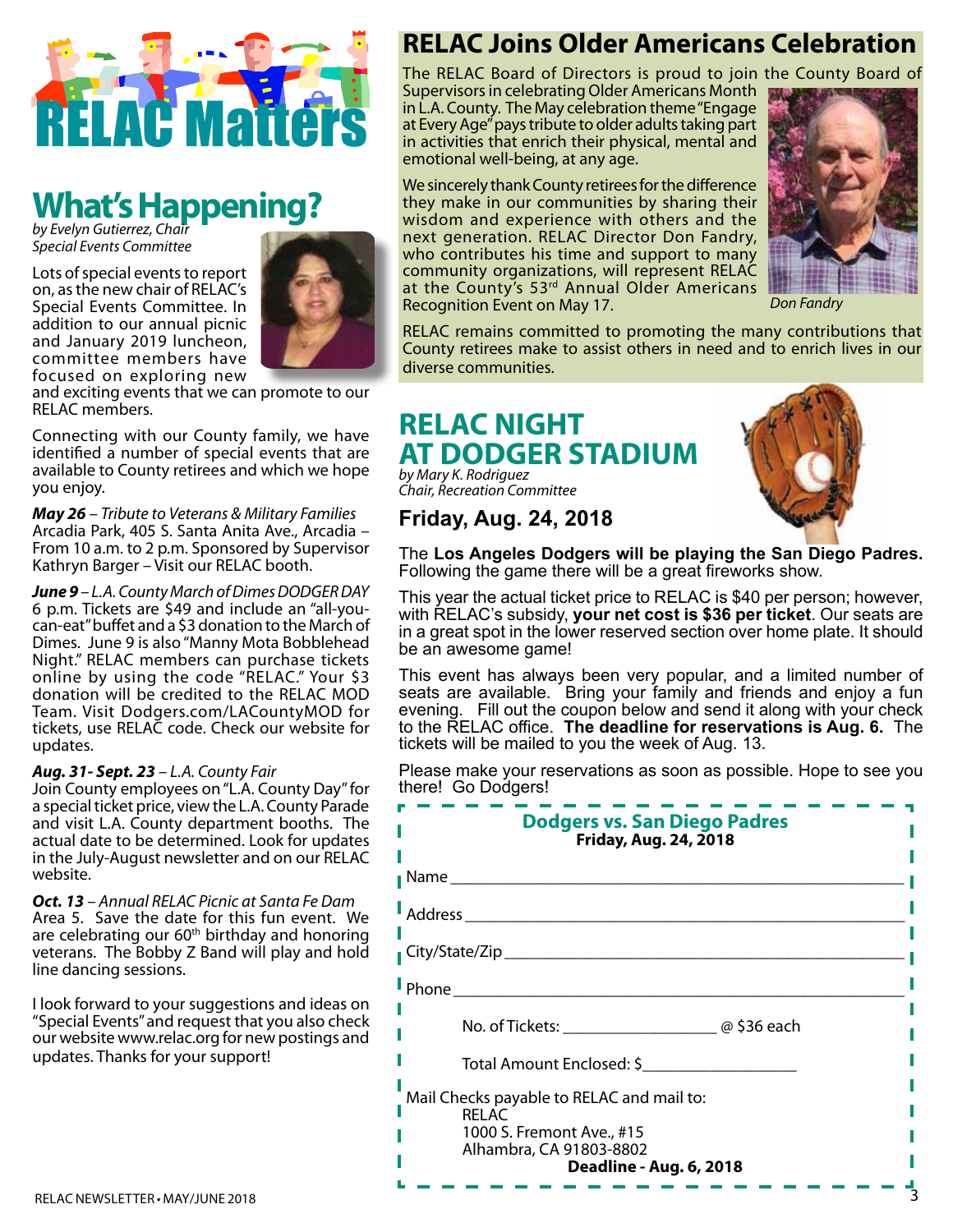# RELAC Matters

## What's Happening?

*by Evelyn Gutierrez, Chair*
*Special Events Committee*

Lots of special events to report on, as the new chair of RELAC's Special Events Committee. In addition to our annual picnic and January 2019 luncheon, committee members have focused on exploring new and exciting events that we can promote to our RELAC members.

Connecting with our County family, we have identified a number of special events that are available to County retirees and which we hope you enjoy.

***May 26*** *– Tribute to Veterans & Military Families*
Arcadia Park, 405 S. Santa Anita Ave., Arcadia – From 10 a.m. to 2 p.m. Sponsored by Supervisor Kathryn Barger – Visit our RELAC booth.

***June 9*** *– L.A. County March of Dimes DODGER DAY*
6 p.m. Tickets are $49 and include an "all-you-can-eat" buffet and a $3 donation to the March of Dimes. June 9 is also "Manny Mota Bobblehead Night." RELAC members can purchase tickets online by using the code "RELAC." Your $3 donation will be credited to the RELAC MOD Team. Visit Dodgers.com/LACountyMOD for tickets, use RELAC code. Check our website for updates.

***Aug. 31- Sept. 23*** *– L.A. County Fair*
Join County employees on "L.A. County Day" for a special ticket price, view the L.A. County Parade and visit L.A. County department booths. The actual date to be determined. Look for updates in the July-August newsletter and on our RELAC website.

***Oct. 13*** *– Annual RELAC Picnic at Santa Fe Dam*
Area 5. Save the date for this fun event. We are celebrating our 60th birthday and honoring veterans. The Bobby Z Band will play and hold line dancing sessions.

I look forward to your suggestions and ideas on "Special Events" and request that you also check our website www.relac.org for new postings and updates. Thanks for your support!

## RELAC Joins Older Americans Celebration

The RELAC Board of Directors is proud to join the County Board of Supervisors in celebrating Older Americans Month in L.A. County. The May celebration theme "Engage at Every Age" pays tribute to older adults taking part in activities that enrich their physical, mental and emotional well-being, at any age.

We sincerely thank County retirees for the difference they make in our communities by sharing their wisdom and experience with others and the next generation. RELAC Director Don Fandry, who contributes his time and support to many community organizations, will represent RELAC at the County's 53rd Annual Older Americans Recognition Event on May 17.

*Don Fandry*

RELAC remains committed to promoting the many contributions that County retirees make to assist others in need and to enrich lives in our diverse communities.

## RELAC NIGHT AT DODGER STADIUM

*by Mary K. Rodriguez*
*Chair, Recreation Committee*

### Friday, Aug. 24, 2018

The **Los Angeles Dodgers will be playing the San Diego Padres.** Following the game there will be a great fireworks show.

This year the actual ticket price to RELAC is $40 per person; however, with RELAC's subsidy, **your net cost is $36 per ticket**. Our seats are in a great spot in the lower reserved section over home plate. It should be an awesome game!

This event has always been very popular, and a limited number of seats are available. Bring your family and friends and enjoy a fun evening. Fill out the coupon below and send it along with your check to the RELAC office. **The deadline for reservations is Aug. 6.** The tickets will be mailed to you the week of Aug. 13.

Please make your reservations as soon as possible. Hope to see you there! Go Dodgers!

---

**Dodgers vs. San Diego Padres**
**Friday, Aug. 24, 2018**

Name ____________________________________________

Address __________________________________________

City/State/Zip ______________________________________

Phone ___________________________________________

No. of Tickets: _________________ @ $36 each

Total Amount Enclosed: $_________________

Mail Checks payable to RELAC and mail to:
RELAC
1000 S. Fremont Ave., #15
Alhambra, CA 91803-8802

**Deadline - Aug. 6, 2018**

---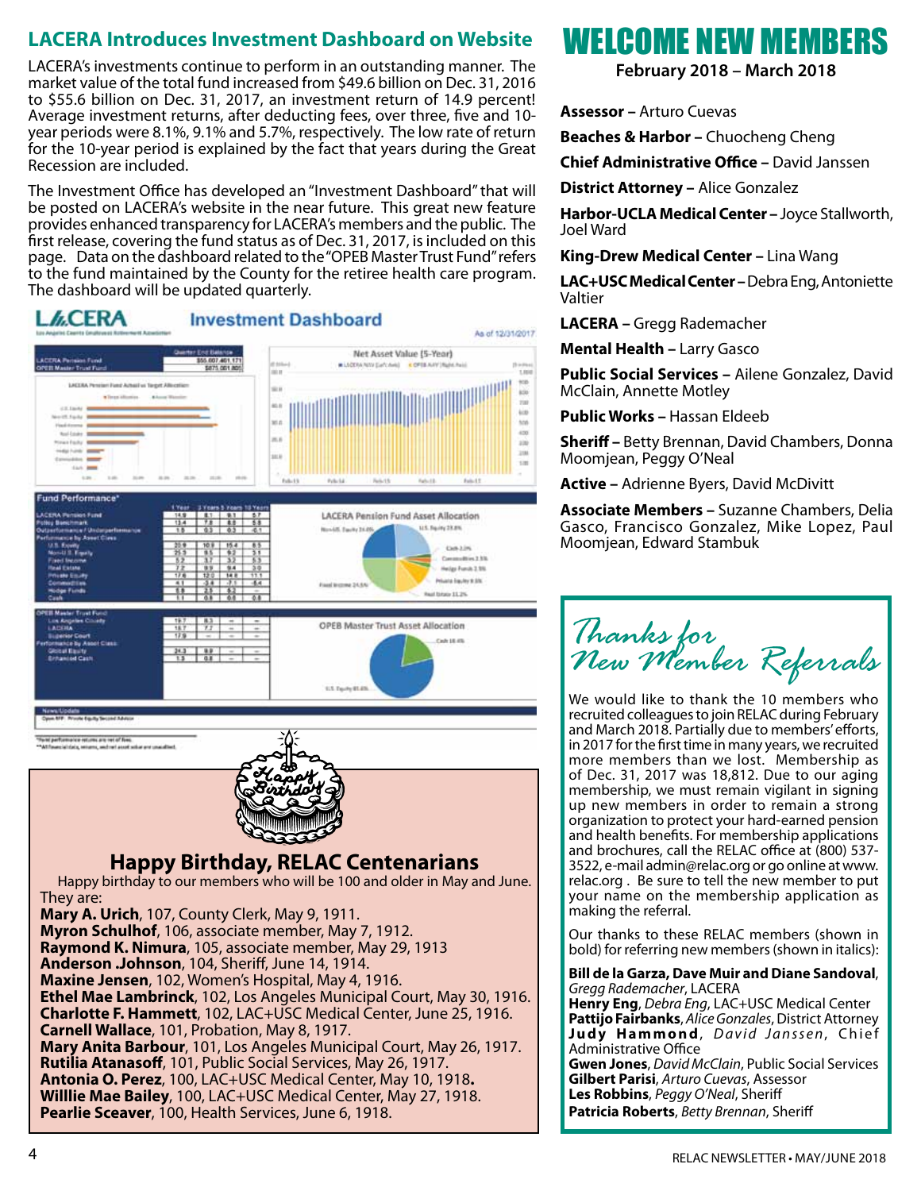## LACERA Introduces Investment Dashboard on Website

LACERA's investments continue to perform in an outstanding manner. The market value of the total fund increased from $49.6 billion on Dec. 31, 2016 to $55.6 billion on Dec. 31, 2017, an investment return of 14.9 percent! Average investment returns, after deducting fees, over three, five and 10-year periods were 8.1%, 9.1% and 5.7%, respectively. The low rate of return for the 10-year period is explained by the fact that years during the Great Recession are included.

The Investment Office has developed an "Investment Dashboard" that will be posted on LACERA's website in the near future. This great new feature provides enhanced transparency for LACERA's members and the public. The first release, covering the fund status as of Dec. 31, 2017, is included on this page. Data on the dashboard related to the "OPEB Master Trust Fund" refers to the fund maintained by the County for the retiree health care program. The dashboard will be updated quarterly.

**LACERA** Los Angeles County Employees Retirement Association

**Investment Dashboard**

As of 12/31/2017

| | Quarter End Balance |
|---|---|
| LACERA Pension Fund | $55,607,401,171 |
| OPEB Master Trust Fund | $875,001,805 |

**Fund Performance***

| | 1 Year | 3 Years | 5 Years | 10 Years |
|---|---|---|---|---|
| LACERA Pension Fund | 14.9 | 8.1 | 9.1 | 5.7 |
| Policy Benchmark | 13.4 | 7.8 | 8.8 | 5.8 |
| Outperformance / Underperformance | 1.5 | 0.3 | 0.3 | -0.1 |
| **Performance by Asset Class** | | | | |
| U.S. Equity | 20.9 | 10.9 | 15.4 | 8.5 |
| Non-U.S. Equity | 25.3 | 9.5 | 8.2 | 3.1 |
| Fixed Income | 5.2 | 3.7 | 3.2 | 5.3 |
| Real Estate | 7.2 | 9.9 | 9.4 | 3.0 |
| Private Equity | 17.6 | 12.0 | 14.8 | 11.1 |
| Commodities | 4.1 | -3.4 | -7.1 | -6.4 |
| Hedge Funds | 6.6 | 2.5 | 5.2 | – |
| Cash | 1.1 | 0.8 | 0.8 | 0.8 |

| OPEB Master Trust Fund | 1 Year | 3 Years | 5 Years | 10 Years |
|---|---|---|---|---|
| Los Angeles County | 19.7 | 8.3 | – | – |
| LACERA | 18.7 | 7.7 | – | – |
| Superior Court | 17.9 | – | – | – |
| **Performance by Asset Class** | | | | |
| Global Equity | 24.3 | 8.9 | – | – |
| Enhanced Cash | 1.3 | 0.8 | – | – |

LACERA Pension Fund Asset Allocation: Non-US Equity 24.6%, U.S. Equity 23.8%, Cash 2.2%, Commodities 2.5%, Hedge Funds 2.5%, Private Equity 9.3%, Real Estate 11.2%, Fixed Income 24.5%

OPEB Master Trust Asset Allocation: Cash 18.4%, U.S. Equity 81.6%

News/Update: Open RFP: Private Equity Second Advisor

*Fund performance returns are net of fees.
**All financial data, returns, and net asset value are unaudited.

## Happy Birthday, RELAC Centenarians

Happy birthday to our members who will be 100 and older in May and June. They are:

**Mary A. Urich**, 107, County Clerk, May 9, 1911.
**Myron Schulhof**, 106, associate member, May 7, 1912.
**Raymond K. Nimura**, 105, associate member, May 29, 1913
**Anderson .Johnson**, 104, Sheriff, June 14, 1914.
**Maxine Jensen**, 102, Women's Hospital, May 4, 1916.
**Ethel Mae Lambrinck**, 102, Los Angeles Municipal Court, May 30, 1916.
**Charlotte F. Hammett**, 102, LAC+USC Medical Center, June 25, 1916.
**Carnell Wallace**, 101, Probation, May 8, 1917.
**Mary Anita Barbour**, 101, Los Angeles Municipal Court, May 26, 1917.
**Rutilia Atanasoff**, 101, Public Social Services, May 26, 1917.
**Antonia O. Perez**, 100, LAC+USC Medical Center, May 10, 1918.
**Willlie Mae Bailey**, 100, LAC+USC Medical Center, May 27, 1918.
**Pearlie Sceaver**, 100, Health Services, June 6, 1918.

# WELCOME NEW MEMBERS

**February 2018 – March 2018**

**Assessor –** Arturo Cuevas

**Beaches & Harbor –** Chuocheng Cheng

**Chief Administrative Office –** David Janssen

**District Attorney –** Alice Gonzalez

**Harbor-UCLA Medical Center –** Joyce Stallworth, Joel Ward

**King-Drew Medical Center –** Lina Wang

**LAC+USC Medical Center –** Debra Eng, Antoniette Valtier

**LACERA –** Gregg Rademacher

**Mental Health –** Larry Gasco

**Public Social Services –** Ailene Gonzalez, David McClain, Annette Motley

**Public Works –** Hassan Eldeeb

**Sheriff –** Betty Brennan, David Chambers, Donna Moomjean, Peggy O'Neal

**Active –** Adrienne Byers, David McDivitt

**Associate Members –** Suzanne Chambers, Delia Gasco, Francisco Gonzalez, Mike Lopez, Paul Moomjean, Edward Stambuk

## Thanks for New Member Referrals

We would like to thank the 10 members who recruited colleagues to join RELAC during February and March 2018. Partially due to members' efforts, in 2017 for the first time in many years, we recruited more members than we lost. Membership as of Dec. 31, 2017 was 18,812. Due to our aging membership, we must remain vigilant in signing up new members in order to remain a strong organization to protect your hard-earned pension and health benefits. For membership applications and brochures, call the RELAC office at (800) 537-3522, e-mail admin@relac.org or go online at www.relac.org . Be sure to tell the new member to put your name on the membership application as making the referral.

Our thanks to these RELAC members (shown in bold) for referring new members (shown in italics):

**Bill de la Garza, Dave Muir and Diane Sandoval**, *Gregg Rademacher*, LACERA
**Henry Eng**, *Debra Eng*, LAC+USC Medical Center
**Pattijo Fairbanks**, *Alice Gonzales*, District Attorney
**Judy Hammond**, *David Janssen*, Chief Administrative Office
**Gwen Jones**, *David McClain*, Public Social Services
**Gilbert Parisi**, *Arturo Cuevas*, Assessor
**Les Robbins**, *Peggy O'Neal*, Sheriff
**Patricia Roberts**, *Betty Brennan*, Sheriff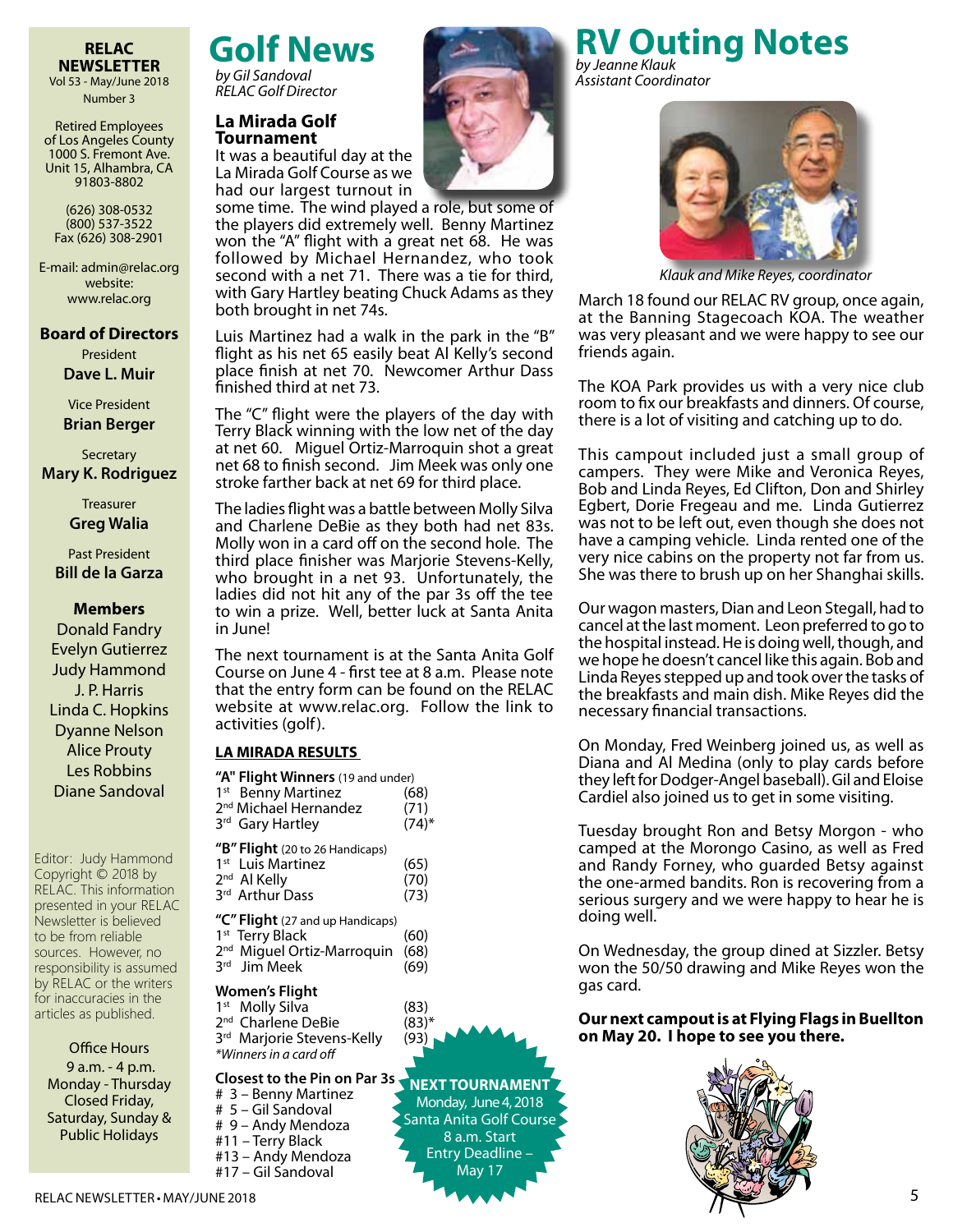**RELAC NEWSLETTER**
Vol 53 - May/June 2018
Number 3

Retired Employees of Los Angeles County
1000 S. Fremont Ave.
Unit 15, Alhambra, CA
91803-8802

(626) 308-0532
(800) 537-3522
Fax (626) 308-2901

E-mail: admin@relac.org
website:
www.relac.org

**Board of Directors**

President
**Dave L. Muir**

Vice President
**Brian Berger**

Secretary
**Mary K. Rodriguez**

Treasurer
**Greg Walia**

Past President
**Bill de la Garza**

**Members**
Donald Fandry
Evelyn Gutierrez
Judy Hammond
J. P. Harris
Linda C. Hopkins
Dyanne Nelson
Alice Prouty
Les Robbins
Diane Sandoval

Editor: Judy Hammond
Copyright © 2018 by RELAC. This information presented in your RELAC Newsletter is believed to be from reliable sources. However, no responsibility is assumed by RELAC or the writers for inaccuracies in the articles as published.

Office Hours
9 a.m. - 4 p.m.
Monday - Thursday
Closed Friday, Saturday, Sunday & Public Holidays

# Golf News

*by Gil Sandoval*
*RELAC Golf Director*

## La Mirada Golf Tournament

It was a beautiful day at the La Mirada Golf Course as we had our largest turnout in some time. The wind played a role, but some of the players did extremely well. Benny Martinez won the "A" flight with a great net 68. He was followed by Michael Hernandez, who took second with a net 71. There was a tie for third, with Gary Hartley beating Chuck Adams as they both brought in net 74s.

Luis Martinez had a walk in the park in the "B" flight as his net 65 easily beat Al Kelly's second place finish at net 70. Newcomer Arthur Dass finished third at net 73.

The "C" flight were the players of the day with Terry Black winning with the low net of the day at net 60. Miguel Ortiz-Marroquin shot a great net 68 to finish second. Jim Meek was only one stroke farther back at net 69 for third place.

The ladies flight was a battle between Molly Silva and Charlene DeBie as they both had net 83s. Molly won in a card off on the second hole. The third place finisher was Marjorie Stevens-Kelly, who brought in a net 93. Unfortunately, the ladies did not hit any of the par 3s off the tee to win a prize. Well, better luck at Santa Anita in June!

The next tournament is at the Santa Anita Golf Course on June 4 - first tee at 8 a.m. Please note that the entry form can be found on the RELAC website at www.relac.org. Follow the link to activities (golf).

### LA MIRADA RESULTS

**"A" Flight Winners** (19 and under)
1st Benny Martinez (68)
2nd Michael Hernandez (71)
3rd Gary Hartley (74)*

**"B" Flight** (20 to 26 Handicaps)
1st Luis Martinez (65)
2nd Al Kelly (70)
3rd Arthur Dass (73)

**"C" Flight** (27 and up Handicaps)
1st Terry Black (60)
2nd Miguel Ortiz-Marroquin (68)
3rd Jim Meek (69)

**Women's Flight**
1st Molly Silva (83)
2nd Charlene DeBie (83)*
3rd Marjorie Stevens-Kelly (93)
*Winners in a card off*

**Closest to the Pin on Par 3s**
# 3 – Benny Martinez
# 5 – Gil Sandoval
# 9 – Andy Mendoza
#11 – Terry Black
#13 – Andy Mendoza
#17 – Gil Sandoval

**NEXT TOURNAMENT**
Monday, June 4, 2018
Santa Anita Golf Course
8 a.m. Start
Entry Deadline – May 17

# RV Outing Notes

*by Jeanne Klauk*
*Assistant Coordinator*

*Klauk and Mike Reyes, coordinator*

March 18 found our RELAC RV group, once again, at the Banning Stagecoach KOA. The weather was very pleasant and we were happy to see our friends again.

The KOA Park provides us with a very nice club room to fix our breakfasts and dinners. Of course, there is a lot of visiting and catching up to do.

This campout included just a small group of campers. They were Mike and Veronica Reyes, Bob and Linda Reyes, Ed Clifton, Don and Shirley Egbert, Dorie Fregeau and me. Linda Gutierrez was not to be left out, even though she does not have a camping vehicle. Linda rented one of the very nice cabins on the property not far from us. She was there to brush up on her Shanghai skills.

Our wagon masters, Dian and Leon Stegall, had to cancel at the last moment. Leon preferred to go to the hospital instead. He is doing well, though, and we hope he doesn't cancel like this again. Bob and Linda Reyes stepped up and took over the tasks of the breakfasts and main dish. Mike Reyes did the necessary financial transactions.

On Monday, Fred Weinberg joined us, as well as Diana and Al Medina (only to play cards before they left for Dodger-Angel baseball). Gil and Eloise Cardiel also joined us to get in some visiting.

Tuesday brought Ron and Betsy Morgon - who camped at the Morongo Casino, as well as Fred and Randy Forney, who guarded Betsy against the one-armed bandits. Ron is recovering from a serious surgery and we were happy to hear he is doing well.

On Wednesday, the group dined at Sizzler. Betsy won the 50/50 drawing and Mike Reyes won the gas card.

**Our next campout is at Flying Flags in Buellton on May 20. I hope to see you there.**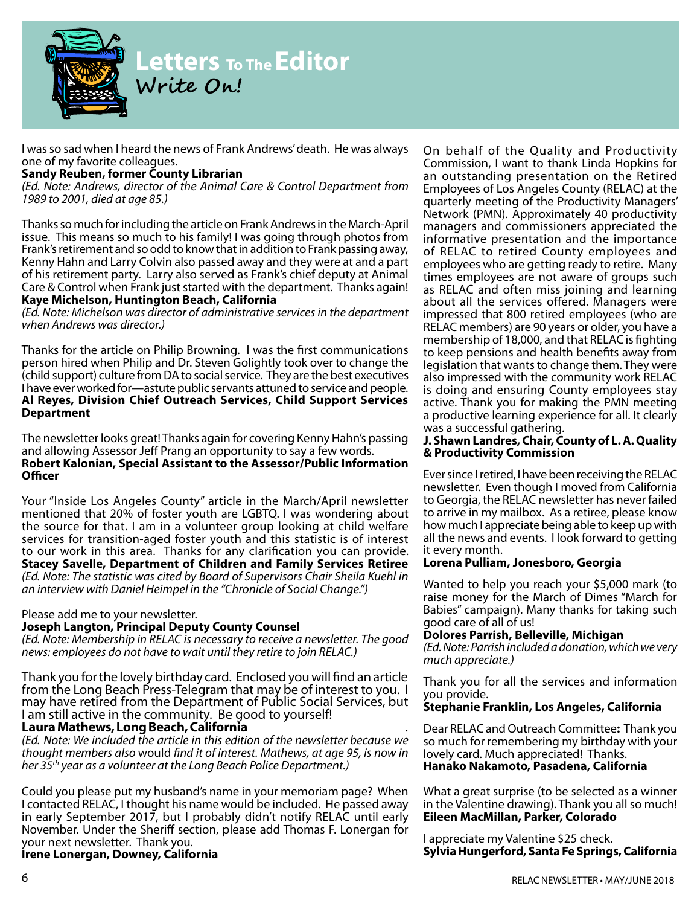# Letters To The Editor

## Write On!

I was so sad when I heard the news of Frank Andrews' death. He was always one of my favorite colleagues.
**Sandy Reuben, former County Librarian**
*(Ed. Note: Andrews, director of the Animal Care & Control Department from 1989 to 2001, died at age 85.)*

Thanks so much for including the article on Frank Andrews in the March-April issue. This means so much to his family! I was going through photos from Frank's retirement and so odd to know that in addition to Frank passing away, Kenny Hahn and Larry Colvin also passed away and they were at and a part of his retirement party. Larry also served as Frank's chief deputy at Animal Care & Control when Frank just started with the department. Thanks again!
**Kaye Michelson, Huntington Beach, California**
*(Ed. Note: Michelson was director of administrative services in the department when Andrews was director.)*

Thanks for the article on Philip Browning. I was the first communications person hired when Philip and Dr. Steven Golightly took over to change the (child support) culture from DA to social service. They are the best executives I have ever worked for—astute public servants attuned to service and people.
**Al Reyes, Division Chief Outreach Services, Child Support Services Department**

The newsletter looks great! Thanks again for covering Kenny Hahn's passing and allowing Assessor Jeff Prang an opportunity to say a few words.
**Robert Kalonian, Special Assistant to the Assessor/Public Information Officer**

Your "Inside Los Angeles County" article in the March/April newsletter mentioned that 20% of foster youth are LGBTQ. I was wondering about the source for that. I am in a volunteer group looking at child welfare services for transition-aged foster youth and this statistic is of interest to our work in this area. Thanks for any clarification you can provide.
**Stacey Savelle, Department of Children and Family Services Retiree**
*(Ed. Note: The statistic was cited by Board of Supervisors Chair Sheila Kuehl in an interview with Daniel Heimpel in the "Chronicle of Social Change.")*

Please add me to your newsletter.
**Joseph Langton, Principal Deputy County Counsel**
*(Ed. Note: Membership in RELAC is necessary to receive a newsletter. The good news: employees do not have to wait until they retire to join RELAC.)*

Thank you for the lovely birthday card. Enclosed you will find an article from the Long Beach Press-Telegram that may be of interest to you. I may have retired from the Department of Public Social Services, but I am still active in the community. Be good to yourself!
**Laura Mathews, Long Beach, California**
*(Ed. Note: We included the article in this edition of the newsletter because we thought members also would find it of interest. Mathews, at age 95, is now in her 35th year as a volunteer at the Long Beach Police Department.)*

Could you please put my husband's name in your memoriam page? When I contacted RELAC, I thought his name would be included. He passed away in early September 2017, but I probably didn't notify RELAC until early November. Under the Sheriff section, please add Thomas F. Lonergan for your next newsletter. Thank you.
**Irene Lonergan, Downey, California**

On behalf of the Quality and Productivity Commission, I want to thank Linda Hopkins for an outstanding presentation on the Retired Employees of Los Angeles County (RELAC) at the quarterly meeting of the Productivity Managers' Network (PMN). Approximately 40 productivity managers and commissioners appreciated the informative presentation and the importance of RELAC to retired County employees and employees who are getting ready to retire. Many times employees are not aware of groups such as RELAC and often miss joining and learning about all the services offered. Managers were impressed that 800 retired employees (who are RELAC members) are 90 years or older, you have a membership of 18,000, and that RELAC is fighting to keep pensions and health benefits away from legislation that wants to change them. They were also impressed with the community work RELAC is doing and ensuring County employees stay active. Thank you for making the PMN meeting a productive learning experience for all. It clearly was a successful gathering.
**J. Shawn Landres, Chair, County of L. A. Quality & Productivity Commission**

Ever since I retired, I have been receiving the RELAC newsletter. Even though I moved from California to Georgia, the RELAC newsletter has never failed to arrive in my mailbox. As a retiree, please know how much I appreciate being able to keep up with all the news and events. I look forward to getting it every month.
**Lorena Pulliam, Jonesboro, Georgia**

Wanted to help you reach your $5,000 mark (to raise money for the March of Dimes "March for Babies" campaign). Many thanks for taking such good care of all of us!
**Dolores Parrish, Belleville, Michigan**
*(Ed. Note: Parrish included a donation, which we very much appreciate.)*

Thank you for all the services and information you provide.
**Stephanie Franklin, Los Angeles, California**

Dear RELAC and Outreach Committee**:** Thank you so much for remembering my birthday with your lovely card. Much appreciated! Thanks.
**Hanako Nakamoto, Pasadena, California**

What a great surprise (to be selected as a winner in the Valentine drawing). Thank you all so much!
**Eileen MacMillan, Parker, Colorado**

I appreciate my Valentine $25 check.
**Sylvia Hungerford, Santa Fe Springs, California**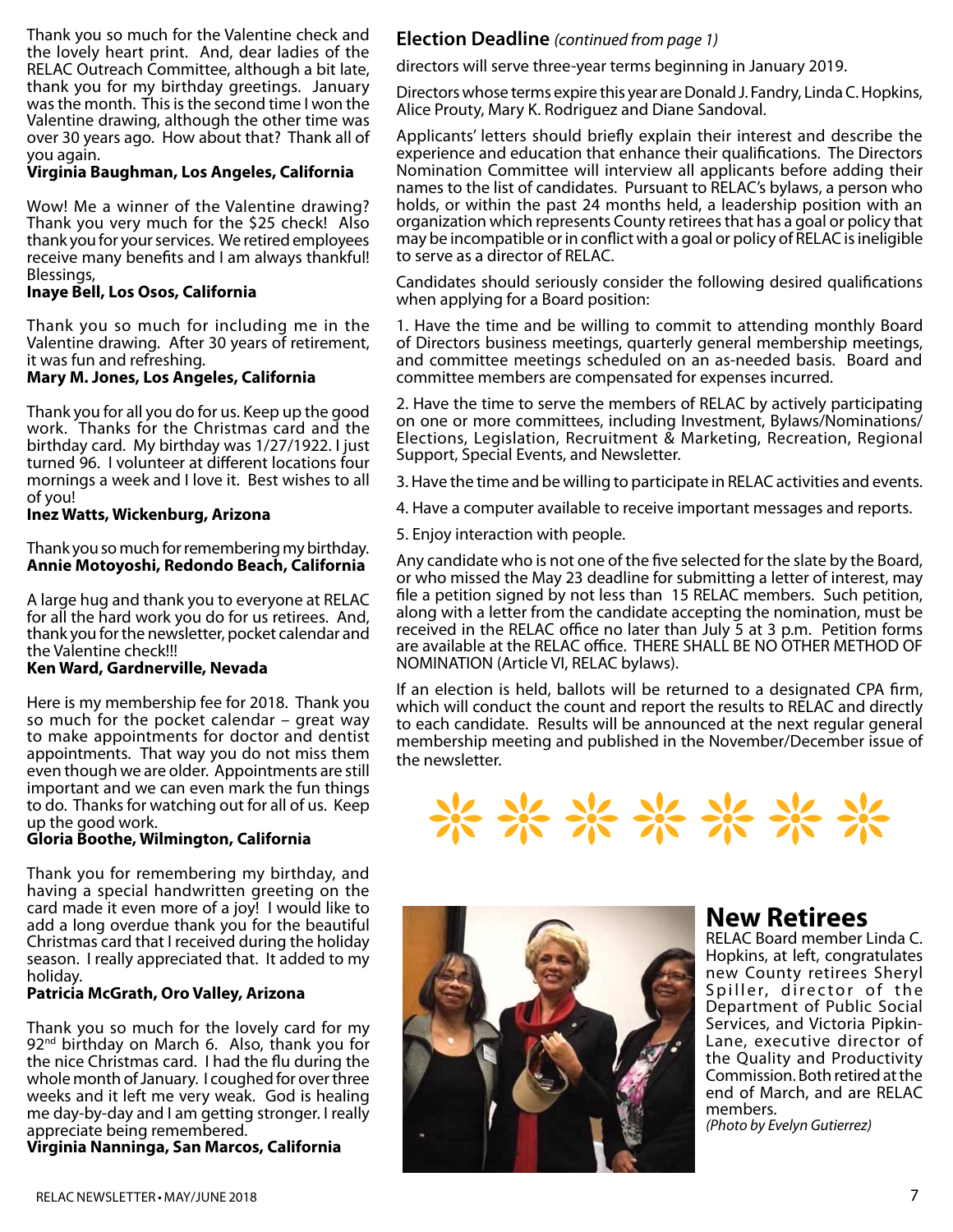Thank you so much for the Valentine check and the lovely heart print. And, dear ladies of the RELAC Outreach Committee, although a bit late, thank you for my birthday greetings. January was the month. This is the second time I won the Valentine drawing, although the other time was over 30 years ago. How about that? Thank all of you again.
**Virginia Baughman, Los Angeles, California**

Wow! Me a winner of the Valentine drawing? Thank you very much for the $25 check! Also thank you for your services. We retired employees receive many benefits and I am always thankful! Blessings,
**Inaye Bell, Los Osos, California**

Thank you so much for including me in the Valentine drawing. After 30 years of retirement, it was fun and refreshing.
**Mary M. Jones, Los Angeles, California**

Thank you for all you do for us. Keep up the good work. Thanks for the Christmas card and the birthday card. My birthday was 1/27/1922. I just turned 96. I volunteer at different locations four mornings a week and I love it. Best wishes to all of you!
**Inez Watts, Wickenburg, Arizona**

Thank you so much for remembering my birthday.
**Annie Motoyoshi, Redondo Beach, California**

A large hug and thank you to everyone at RELAC for all the hard work you do for us retirees. And, thank you for the newsletter, pocket calendar and the Valentine check!!!
**Ken Ward, Gardnerville, Nevada**

Here is my membership fee for 2018. Thank you so much for the pocket calendar – great way to make appointments for doctor and dentist appointments. That way you do not miss them even though we are older. Appointments are still important and we can even mark the fun things to do. Thanks for watching out for all of us. Keep up the good work.
**Gloria Boothe, Wilmington, California**

Thank you for remembering my birthday, and having a special handwritten greeting on the card made it even more of a joy! I would like to add a long overdue thank you for the beautiful Christmas card that I received during the holiday season. I really appreciated that. It added to my holiday.
**Patricia McGrath, Oro Valley, Arizona**

Thank you so much for the lovely card for my 92nd birthday on March 6. Also, thank you for the nice Christmas card. I had the flu during the whole month of January. I coughed for over three weeks and it left me very weak. God is healing me day-by-day and I am getting stronger. I really appreciate being remembered.
**Virginia Nanninga, San Marcos, California**

## Election Deadline *(continued from page 1)*

directors will serve three-year terms beginning in January 2019.

Directors whose terms expire this year are Donald J. Fandry, Linda C. Hopkins, Alice Prouty, Mary K. Rodriguez and Diane Sandoval.

Applicants' letters should briefly explain their interest and describe the experience and education that enhance their qualifications. The Directors Nomination Committee will interview all applicants before adding their names to the list of candidates. Pursuant to RELAC's bylaws, a person who holds, or within the past 24 months held, a leadership position with an organization which represents County retirees that has a goal or policy that may be incompatible or in conflict with a goal or policy of RELAC is ineligible to serve as a director of RELAC.

Candidates should seriously consider the following desired qualifications when applying for a Board position:

1. Have the time and be willing to commit to attending monthly Board of Directors business meetings, quarterly general membership meetings, and committee meetings scheduled on an as-needed basis. Board and committee members are compensated for expenses incurred.

2. Have the time to serve the members of RELAC by actively participating on one or more committees, including Investment, Bylaws/Nominations/Elections, Legislation, Recruitment & Marketing, Recreation, Regional Support, Special Events, and Newsletter.

3. Have the time and be willing to participate in RELAC activities and events.

4. Have a computer available to receive important messages and reports.

5. Enjoy interaction with people.

Any candidate who is not one of the five selected for the slate by the Board, or who missed the May 23 deadline for submitting a letter of interest, may file a petition signed by not less than 15 RELAC members. Such petition, along with a letter from the candidate accepting the nomination, must be received in the RELAC office no later than July 5 at 3 p.m. Petition forms are available at the RELAC office. THERE SHALL BE NO OTHER METHOD OF NOMINATION (Article VI, RELAC bylaws).

If an election is held, ballots will be returned to a designated CPA firm, which will conduct the count and report the results to RELAC and directly to each candidate. Results will be announced at the next regular general membership meeting and published in the November/December issue of the newsletter.

## New Retirees

RELAC Board member Linda C. Hopkins, at left, congratulates new County retirees Sheryl Spiller, director of the Department of Public Social Services, and Victoria Pipkin-Lane, executive director of the Quality and Productivity Commission. Both retired at the end of March, and are RELAC members.
*(Photo by Evelyn Gutierrez)*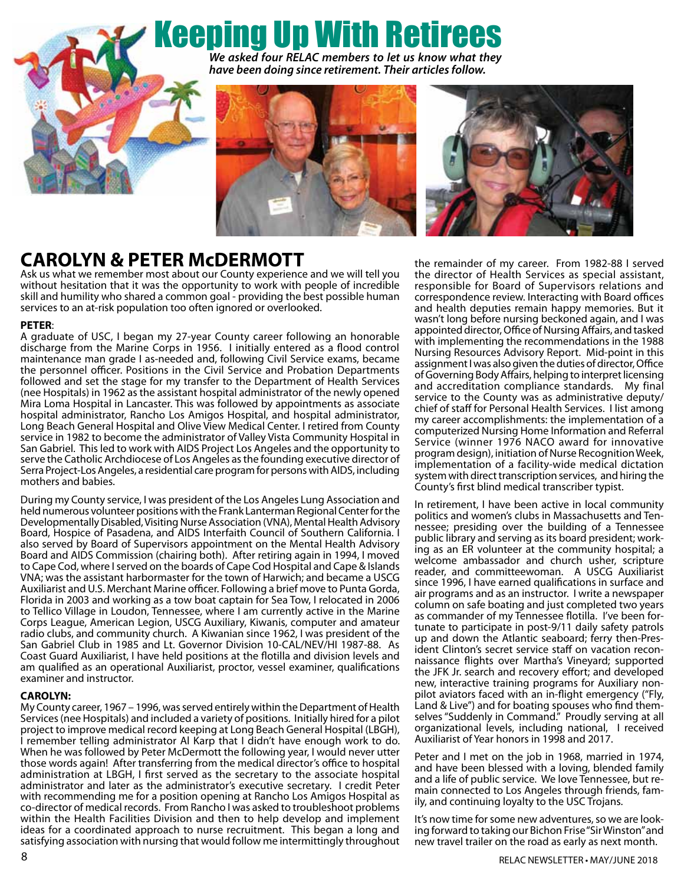# Keeping Up With Retirees

***We asked four RELAC members to let us know what they have been doing since retirement. Their articles follow.***

## CAROLYN & PETER McDERMOTT

Ask us what we remember most about our County experience and we will tell you without hesitation that it was the opportunity to work with people of incredible skill and humility who shared a common goal - providing the best possible human services to an at-risk population too often ignored or overlooked.

**PETER**:

A graduate of USC, I began my 27-year County career following an honorable discharge from the Marine Corps in 1956. I initially entered as a flood control maintenance man grade I as-needed and, following Civil Service exams, became the personnel officer. Positions in the Civil Service and Probation Departments followed and set the stage for my transfer to the Department of Health Services (nee Hospitals) in 1962 as the assistant hospital administrator of the newly opened Mira Loma Hospital in Lancaster. This was followed by appointments as associate hospital administrator, Rancho Los Amigos Hospital, and hospital administrator, Long Beach General Hospital and Olive View Medical Center. I retired from County service in 1982 to become the administrator of Valley Vista Community Hospital in San Gabriel. This led to work with AIDS Project Los Angeles and the opportunity to serve the Catholic Archdiocese of Los Angeles as the founding executive director of Serra Project-Los Angeles, a residential care program for persons with AIDS, including mothers and babies.

During my County service, I was president of the Los Angeles Lung Association and held numerous volunteer positions with the Frank Lanterman Regional Center for the Developmentally Disabled, Visiting Nurse Association (VNA), Mental Health Advisory Board, Hospice of Pasadena, and AIDS Interfaith Council of Southern California. I also served by Board of Supervisors appointment on the Mental Health Advisory Board and AIDS Commission (chairing both). After retiring again in 1994, I moved to Cape Cod, where I served on the boards of Cape Cod Hospital and Cape & Islands VNA; was the assistant harbormaster for the town of Harwich; and became a USCG Auxiliarist and U.S. Merchant Marine officer. Following a brief move to Punta Gorda, Florida in 2003 and working as a tow boat captain for Sea Tow, I relocated in 2006 to Tellico Village in Loudon, Tennessee, where I am currently active in the Marine Corps League, American Legion, USCG Auxiliary, Kiwanis, computer and amateur radio clubs, and community church. A Kiwanian since 1962, I was president of the San Gabriel Club in 1985 and Lt. Governor Division 10-CAL/NEV/HI 1987-88. As Coast Guard Auxiliarist, I have held positions at the flotilla and division levels and am qualified as an operational Auxiliarist, proctor, vessel examiner, qualifications examiner and instructor.

**CAROLYN:**

My County career, 1967 – 1996, was served entirely within the Department of Health Services (nee Hospitals) and included a variety of positions. Initially hired for a pilot project to improve medical record keeping at Long Beach General Hospital (LBGH), I remember telling administrator Al Karp that I didn't have enough work to do. When he was followed by Peter McDermott the following year, I would never utter those words again! After transferring from the medical director's office to hospital administration at LBGH, I first served as the secretary to the associate hospital administrator and later as the administrator's executive secretary. I credit Peter with recommending me for a position opening at Rancho Los Amigos Hospital as co-director of medical records. From Rancho I was asked to troubleshoot problems within the Health Facilities Division and then to help develop and implement ideas for a coordinated approach to nurse recruitment. This began a long and satisfying association with nursing that would follow me intermittingly throughout the remainder of my career. From 1982-88 I served the director of Health Services as special assistant, responsible for Board of Supervisors relations and correspondence review. Interacting with Board offices and health deputies remain happy memories. But it wasn't long before nursing beckoned again, and I was appointed director, Office of Nursing Affairs, and tasked with implementing the recommendations in the 1988 Nursing Resources Advisory Report. Mid-point in this assignment I was also given the duties of director, Office of Governing Body Affairs, helping to interpret licensing and accreditation compliance standards. My final service to the County was as administrative deputy/chief of staff for Personal Health Services. I list among my career accomplishments: the implementation of a computerized Nursing Home Information and Referral Service (winner 1976 NACO award for innovative program design), initiation of Nurse Recognition Week, implementation of a facility-wide medical dictation system with direct transcription services, and hiring the County's first blind medical transcriber typist.

In retirement, I have been active in local community politics and women's clubs in Massachusetts and Tennessee; presiding over the building of a Tennessee public library and serving as its board president; working as an ER volunteer at the community hospital; a welcome ambassador and church usher, scripture reader, and committeewoman. A USCG Auxiliarist since 1996, I have earned qualifications in surface and air programs and as an instructor. I write a newspaper column on safe boating and just completed two years as commander of my Tennessee flotilla. I've been fortunate to participate in post-9/11 daily safety patrols up and down the Atlantic seaboard; ferry then-President Clinton's secret service staff on vacation reconnaissance flights over Martha's Vineyard; supported the JFK Jr. search and recovery effort; and developed new, interactive training programs for Auxiliary non-pilot aviators faced with an in-flight emergency ("Fly, Land & Live") and for boating spouses who find themselves "Suddenly in Command." Proudly serving at all organizational levels, including national, I received Auxiliarist of Year honors in 1998 and 2017.

Peter and I met on the job in 1968, married in 1974, and have been blessed with a loving, blended family and a life of public service. We love Tennessee, but remain connected to Los Angeles through friends, family, and continuing loyalty to the USC Trojans.

It's now time for some new adventures, so we are looking forward to taking our Bichon Frise "Sir Winston" and new travel trailer on the road as early as next month.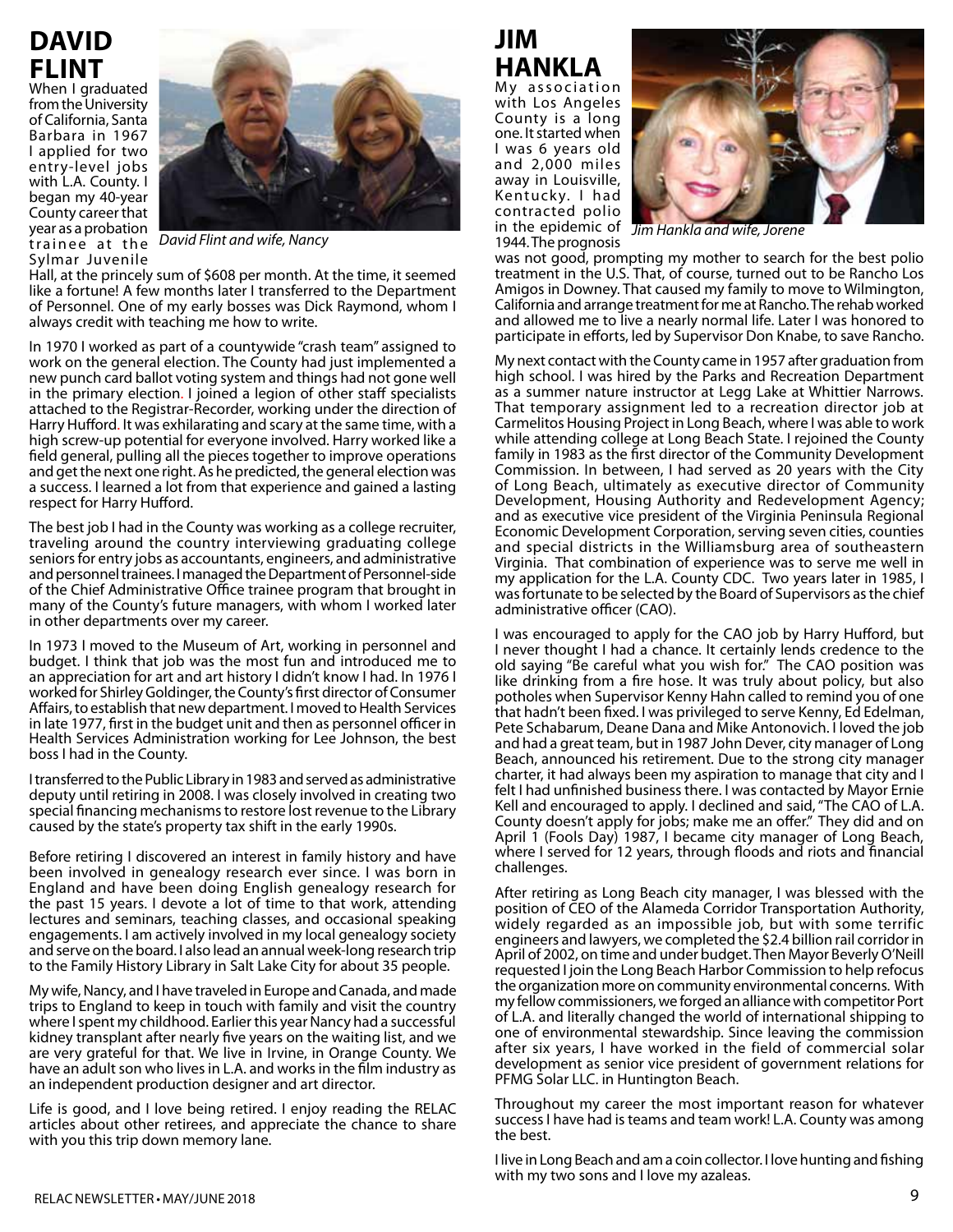## DAVID FLINT

When I graduated from the University of California, Santa Barbara in 1967 I applied for two entry-level jobs with L.A. County. I began my 40-year County career that year as a probation trainee at the Sylmar Juvenile Hall, at the princely sum of $608 per month. At the time, it seemed like a fortune! A few months later I transferred to the Department of Personnel. One of my early bosses was Dick Raymond, whom I always credit with teaching me how to write.

*David Flint and wife, Nancy*

In 1970 I worked as part of a countywide "crash team" assigned to work on the general election. The County had just implemented a new punch card ballot voting system and things had not gone well in the primary election. I joined a legion of other staff specialists attached to the Registrar-Recorder, working under the direction of Harry Hufford. It was exhilarating and scary at the same time, with a high screw-up potential for everyone involved. Harry worked like a field general, pulling all the pieces together to improve operations and get the next one right. As he predicted, the general election was a success. I learned a lot from that experience and gained a lasting respect for Harry Hufford.

The best job I had in the County was working as a college recruiter, traveling around the country interviewing graduating college seniors for entry jobs as accountants, engineers, and administrative and personnel trainees. I managed the Department of Personnel-side of the Chief Administrative Office trainee program that brought in many of the County's future managers, with whom I worked later in other departments over my career.

In 1973 I moved to the Museum of Art, working in personnel and budget. I think that job was the most fun and introduced me to an appreciation for art and art history I didn't know I had. In 1976 I worked for Shirley Goldinger, the County's first director of Consumer Affairs, to establish that new department. I moved to Health Services in late 1977, first in the budget unit and then as personnel officer in Health Services Administration working for Lee Johnson, the best boss I had in the County.

I transferred to the Public Library in 1983 and served as administrative deputy until retiring in 2008. I was closely involved in creating two special financing mechanisms to restore lost revenue to the Library caused by the state's property tax shift in the early 1990s.

Before retiring I discovered an interest in family history and have been involved in genealogy research ever since. I was born in England and have been doing English genealogy research for the past 15 years. I devote a lot of time to that work, attending lectures and seminars, teaching classes, and occasional speaking engagements. I am actively involved in my local genealogy society and serve on the board. I also lead an annual week-long research trip to the Family History Library in Salt Lake City for about 35 people.

My wife, Nancy, and I have traveled in Europe and Canada, and made trips to England to keep in touch with family and visit the country where I spent my childhood. Earlier this year Nancy had a successful kidney transplant after nearly five years on the waiting list, and we are very grateful for that. We live in Irvine, in Orange County. We have an adult son who lives in L.A. and works in the film industry as an independent production designer and art director.

Life is good, and I love being retired. I enjoy reading the RELAC articles about other retirees, and appreciate the chance to share with you this trip down memory lane.

## JIM HANKLA

My association with Los Angeles County is a long one. It started when I was 6 years old and 2,000 miles away in Louisville, Kentucky. I had contracted polio in the epidemic of 1944. The prognosis was not good, prompting my mother to search for the best polio treatment in the U.S. That, of course, turned out to be Rancho Los Amigos in Downey. That caused my family to move to Wilmington, California and arrange treatment for me at Rancho. The rehab worked and allowed me to live a nearly normal life. Later I was honored to participate in efforts, led by Supervisor Don Knabe, to save Rancho.

*Jim Hankla and wife, Jorene*

My next contact with the County came in 1957 after graduation from high school. I was hired by the Parks and Recreation Department as a summer nature instructor at Legg Lake at Whittier Narrows. That temporary assignment led to a recreation director job at Carmelitos Housing Project in Long Beach, where I was able to work while attending college at Long Beach State. I rejoined the County family in 1983 as the first director of the Community Development Commission. In between, I had served as 20 years with the City of Long Beach, ultimately as executive director of Community Development, Housing Authority and Redevelopment Agency; and as executive vice president of the Virginia Peninsula Regional Economic Development Corporation, serving seven cities, counties and special districts in the Williamsburg area of southeastern Virginia. That combination of experience was to serve me well in my application for the L.A. County CDC. Two years later in 1985, I was fortunate to be selected by the Board of Supervisors as the chief administrative officer (CAO).

I was encouraged to apply for the CAO job by Harry Hufford, but I never thought I had a chance. It certainly lends credence to the old saying "Be careful what you wish for." The CAO position was like drinking from a fire hose. It was truly about policy, but also potholes when Supervisor Kenny Hahn called to remind you of one that hadn't been fixed. I was privileged to serve Kenny, Ed Edelman, Pete Schabarum, Deane Dana and Mike Antonovich. I loved the job and had a great team, but in 1987 John Dever, city manager of Long Beach, announced his retirement. Due to the strong city manager charter, it had always been my aspiration to manage that city and I felt I had unfinished business there. I was contacted by Mayor Ernie Kell and encouraged to apply. I declined and said, "The CAO of L.A. County doesn't apply for jobs; make me an offer." They did and on April 1 (Fools Day) 1987, I became city manager of Long Beach, where I served for 12 years, through floods and riots and financial challenges.

After retiring as Long Beach city manager, I was blessed with the position of CEO of the Alameda Corridor Transportation Authority, widely regarded as an impossible job, but with some terrific engineers and lawyers, we completed the $2.4 billion rail corridor in April of 2002, on time and under budget. Then Mayor Beverly O'Neill requested I join the Long Beach Harbor Commission to help refocus the organization more on community environmental concerns. With my fellow commissioners, we forged an alliance with competitor Port of L.A. and literally changed the world of international shipping to one of environmental stewardship. Since leaving the commission after six years, I have worked in the field of commercial solar development as senior vice president of government relations for PFMG Solar LLC. in Huntington Beach.

Throughout my career the most important reason for whatever success I have had is teams and team work! L.A. County was among the best.

I live in Long Beach and am a coin collector. I love hunting and fishing with my two sons and I love my azaleas.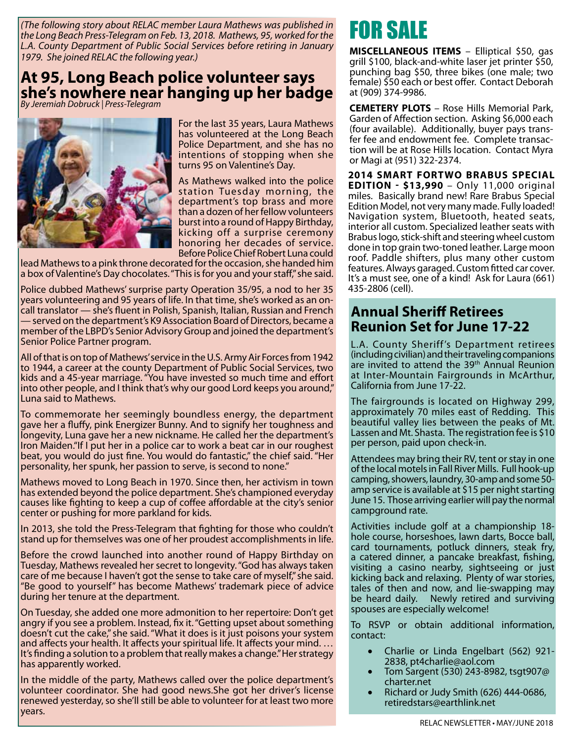*(The following story about RELAC member Laura Mathews was published in the Long Beach Press-Telegram on Feb. 13, 2018. Mathews, 95, worked for the L.A. County Department of Public Social Services before retiring in January 1979. She joined RELAC the following year.)*

## At 95, Long Beach police volunteer says she's nowhere near hanging up her badge

*By Jeremiah Dobruck | Press-Telegram*

For the last 35 years, Laura Mathews has volunteered at the Long Beach Police Department, and she has no intentions of stopping when she turns 95 on Valentine's Day.

As Mathews walked into the police station Tuesday morning, the department's top brass and more than a dozen of her fellow volunteers burst into a round of Happy Birthday, kicking off a surprise ceremony honoring her decades of service. Before Police Chief Robert Luna could lead Mathews to a pink throne decorated for the occasion, she handed him a box of Valentine's Day chocolates. "This is for you and your staff," she said.

Police dubbed Mathews' surprise party Operation 35/95, a nod to her 35 years volunteering and 95 years of life. In that time, she's worked as an on-call translator — she's fluent in Polish, Spanish, Italian, Russian and French — served on the department's K9 Association Board of Directors, became a member of the LBPD's Senior Advisory Group and joined the department's Senior Police Partner program.

All of that is on top of Mathews' service in the U.S. Army Air Forces from 1942 to 1944, a career at the county Department of Public Social Services, two kids and a 45-year marriage. "You have invested so much time and effort into other people, and I think that's why our good Lord keeps you around," Luna said to Mathews.

To commemorate her seemingly boundless energy, the department gave her a fluffy, pink Energizer Bunny. And to signify her toughness and longevity, Luna gave her a new nickname. He called her the department's Iron Maiden."If I put her in a police car to work a beat car in our roughest beat, you would do just fine. You would do fantastic," the chief said. "Her personality, her spunk, her passion to serve, is second to none."

Mathews moved to Long Beach in 1970. Since then, her activism in town has extended beyond the police department. She's championed everyday causes like fighting to keep a cup of coffee affordable at the city's senior center or pushing for more parkland for kids.

In 2013, she told the Press-Telegram that fighting for those who couldn't stand up for themselves was one of her proudest accomplishments in life.

Before the crowd launched into another round of Happy Birthday on Tuesday, Mathews revealed her secret to longevity. "God has always taken care of me because I haven't got the sense to take care of myself," she said. "Be good to yourself" has become Mathews' trademark piece of advice during her tenure at the department.

On Tuesday, she added one more admonition to her repertoire: Don't get angry if you see a problem. Instead, fix it. "Getting upset about something doesn't cut the cake," she said. "What it does is it just poisons your system and affects your health. It affects your spiritual life. It affects your mind. … It's finding a solution to a problem that really makes a change." Her strategy has apparently worked.

In the middle of the party, Mathews called over the police department's volunteer coordinator. She had good news.She got her driver's license renewed yesterday, so she'll still be able to volunteer for at least two more years.

# FOR SALE

**MISCELLANEOUS ITEMS** – Elliptical $50, gas grill $100, black-and-white laser jet printer $50, punching bag $50, three bikes (one male; two female) $50 each or best offer. Contact Deborah at (909) 374-9986.

**CEMETERY PLOTS** – Rose Hills Memorial Park, Garden of Affection section. Asking $6,000 each (four available). Additionally, buyer pays transfer fee and endowment fee. Complete transaction will be at Rose Hills location. Contact Myra or Magi at (951) 322-2374.

**2014 SMART FORTWO BRABUS SPECIAL EDITION - $13,990** – Only 11,000 original miles. Basically brand new! Rare Brabus Special Edition Model, not very many made. Fully loaded! Navigation system, Bluetooth, heated seats, interior all custom. Specialized leather seats with Brabus logo, stick-shift and steering wheel custom done in top grain two-toned leather. Large moon roof. Paddle shifters, plus many other custom features. Always garaged. Custom fitted car cover. It's a must see, one of a kind! Ask for Laura (661) 435-2806 (cell).

## Annual Sheriff Retirees Reunion Set for June 17-22

L.A. County Sheriff's Department retirees (including civilian) and their traveling companions are invited to attend the 39th Annual Reunion at Inter-Mountain Fairgrounds in McArthur, California from June 17-22.

The fairgrounds is located on Highway 299, approximately 70 miles east of Redding. This beautiful valley lies between the peaks of Mt. Lassen and Mt. Shasta. The registration fee is $10 per person, paid upon check-in.

Attendees may bring their RV, tent or stay in one of the local motels in Fall River Mills. Full hook-up camping, showers, laundry, 30-amp and some 50-amp service is available at $15 per night starting June 15. Those arriving earlier will pay the normal campground rate.

Activities include golf at a championship 18-hole course, horseshoes, lawn darts, Bocce ball, card tournaments, potluck dinners, steak fry, a catered dinner, a pancake breakfast, fishing, visiting a casino nearby, sightseeing or just kicking back and relaxing. Plenty of war stories, tales of then and now, and lie-swapping may be heard daily. Newly retired and surviving spouses are especially welcome!

To RSVP or obtain additional information, contact:

- Charlie or Linda Engelbart (562) 921-2838, pt4charlie@aol.com
- Tom Sargent (530) 243-8982, tsgt907@charter.net
- Richard or Judy Smith (626) 444-0686, retiredstars@earthlink.net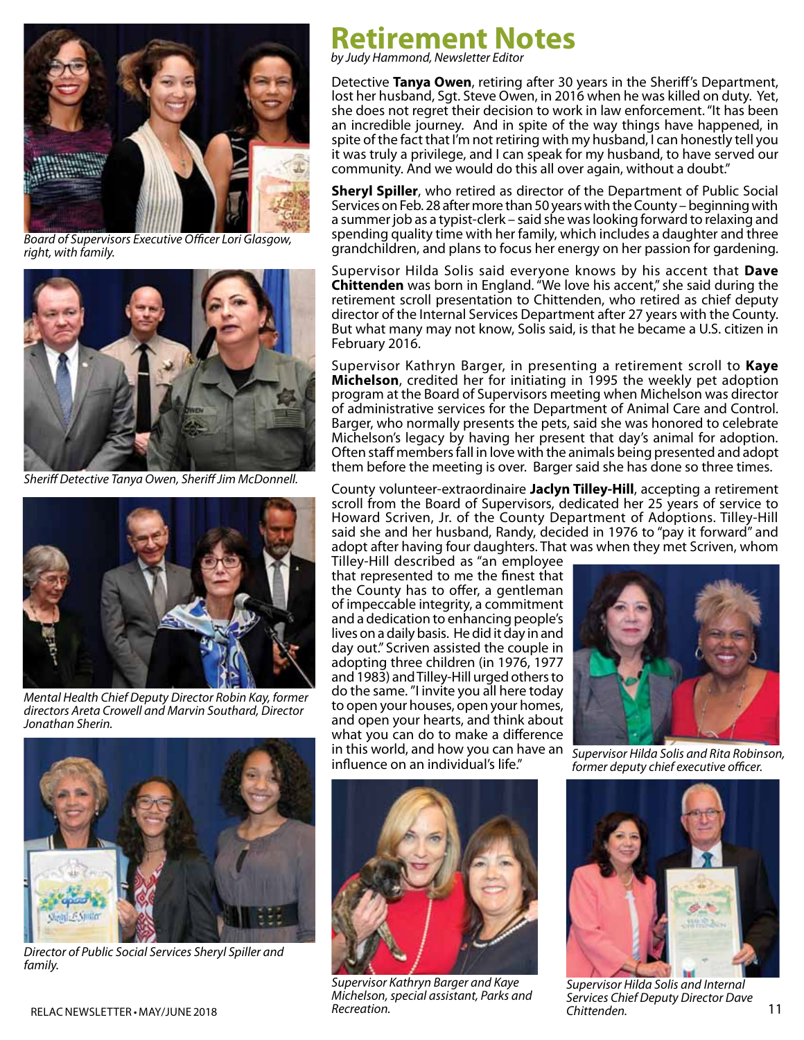# Retirement Notes

*by Judy Hammond, Newsletter Editor*

Detective **Tanya Owen**, retiring after 30 years in the Sheriff's Department, lost her husband, Sgt. Steve Owen, in 2016 when he was killed on duty. Yet, she does not regret their decision to work in law enforcement. "It has been an incredible journey. And in spite of the way things have happened, in spite of the fact that I'm not retiring with my husband, I can honestly tell you it was truly a privilege, and I can speak for my husband, to have served our community. And we would do this all over again, without a doubt."

**Sheryl Spiller**, who retired as director of the Department of Public Social Services on Feb. 28 after more than 50 years with the County – beginning with a summer job as a typist-clerk – said she was looking forward to relaxing and spending quality time with her family, which includes a daughter and three grandchildren, and plans to focus her energy on her passion for gardening.

Supervisor Hilda Solis said everyone knows by his accent that **Dave Chittenden** was born in England. "We love his accent," she said during the retirement scroll presentation to Chittenden, who retired as chief deputy director of the Internal Services Department after 27 years with the County. But what many may not know, Solis said, is that he became a U.S. citizen in February 2016.

Supervisor Kathryn Barger, in presenting a retirement scroll to **Kaye Michelson**, credited her for initiating in 1995 the weekly pet adoption program at the Board of Supervisors meeting when Michelson was director of administrative services for the Department of Animal Care and Control. Barger, who normally presents the pets, said she was honored to celebrate Michelson's legacy by having her present that day's animal for adoption. Often staff members fall in love with the animals being presented and adopt them before the meeting is over. Barger said she has done so three times.

County volunteer-extraordinaire **Jaclyn Tilley-Hill**, accepting a retirement scroll from the Board of Supervisors, dedicated her 25 years of service to Howard Scriven, Jr. of the County Department of Adoptions. Tilley-Hill said she and her husband, Randy, decided in 1976 to "pay it forward" and adopt after having four daughters. That was when they met Scriven, whom Tilley-Hill described as "an employee that represented to me the finest that the County has to offer, a gentleman of impeccable integrity, a commitment and a dedication to enhancing people's lives on a daily basis. He did it day in and day out." Scriven assisted the couple in adopting three children (in 1976, 1977 and 1983) and Tilley-Hill urged others to do the same. "I invite you all here today to open your houses, open your homes, and open your hearts, and think about what you can do to make a difference in this world, and how you can have an influence on an individual's life."

*Board of Supervisors Executive Officer Lori Glasgow, right, with family.*

*Sheriff Detective Tanya Owen, Sheriff Jim McDonnell.*

*Mental Health Chief Deputy Director Robin Kay, former directors Areta Crowell and Marvin Southard, Director Jonathan Sherin.*

*Director of Public Social Services Sheryl Spiller and family.*

*Supervisor Hilda Solis and Rita Robinson, former deputy chief executive officer.*

*Supervisor Kathryn Barger and Kaye Michelson, special assistant, Parks and Recreation.*

*Supervisor Hilda Solis and Internal Services Chief Deputy Director Dave Chittenden.*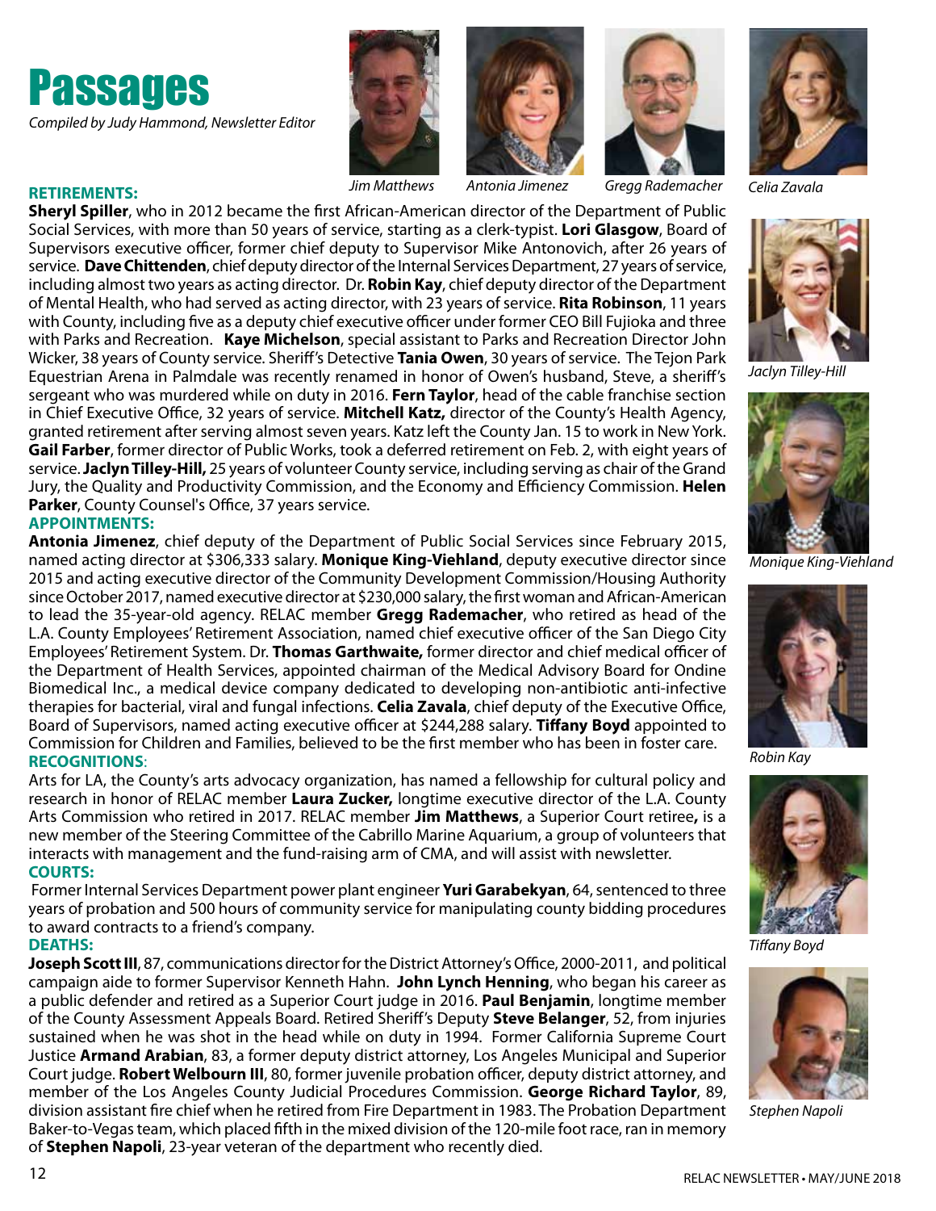# Passages

*Compiled by Judy Hammond, Newsletter Editor*

*Jim Matthews* *Antonia Jimenez* *Gregg Rademacher* *Celia Zavala*

## RETIREMENTS:

**Sheryl Spiller**, who in 2012 became the first African-American director of the Department of Public Social Services, with more than 50 years of service, starting as a clerk-typist. **Lori Glasgow**, Board of Supervisors executive officer, former chief deputy to Supervisor Mike Antonovich, after 26 years of service. **Dave Chittenden**, chief deputy director of the Internal Services Department, 27 years of service, including almost two years as acting director. Dr. **Robin Kay**, chief deputy director of the Department of Mental Health, who had served as acting director, with 23 years of service. **Rita Robinson**, 11 years with County, including five as a deputy chief executive officer under former CEO Bill Fujioka and three with Parks and Recreation. **Kaye Michelson**, special assistant to Parks and Recreation Director John Wicker, 38 years of County service. Sheriff's Detective **Tania Owen**, 30 years of service. The Tejon Park Equestrian Arena in Palmdale was recently renamed in honor of Owen's husband, Steve, a sheriff's sergeant who was murdered while on duty in 2016. **Fern Taylor**, head of the cable franchise section in Chief Executive Office, 32 years of service. **Mitchell Katz,** director of the County's Health Agency, granted retirement after serving almost seven years. Katz left the County Jan. 15 to work in New York. **Gail Farber**, former director of Public Works, took a deferred retirement on Feb. 2, with eight years of service. **Jaclyn Tilley-Hill,** 25 years of volunteer County service, including serving as chair of the Grand Jury, the Quality and Productivity Commission, and the Economy and Efficiency Commission. **Helen Parker**, County Counsel's Office, 37 years service.

*Jaclyn Tilley-Hill*

## APPOINTMENTS:

**Antonia Jimenez**, chief deputy of the Department of Public Social Services since February 2015, named acting director at $306,333 salary. **Monique King-Viehland**, deputy executive director since 2015 and acting executive director of the Community Development Commission/Housing Authority since October 2017, named executive director at $230,000 salary, the first woman and African-American to lead the 35-year-old agency. RELAC member **Gregg Rademacher**, who retired as head of the L.A. County Employees' Retirement Association, named chief executive officer of the San Diego City Employees' Retirement System. Dr. **Thomas Garthwaite,** former director and chief medical officer of the Department of Health Services, appointed chairman of the Medical Advisory Board for Ondine Biomedical Inc., a medical device company dedicated to developing non-antibiotic anti-infective therapies for bacterial, viral and fungal infections. **Celia Zavala**, chief deputy of the Executive Office, Board of Supervisors, named acting executive officer at $244,288 salary. **Tiffany Boyd** appointed to Commission for Children and Families, believed to be the first member who has been in foster care.

*Monique King-Viehland*

*Robin Kay*

## RECOGNITIONS:

Arts for LA, the County's arts advocacy organization, has named a fellowship for cultural policy and research in honor of RELAC member **Laura Zucker,** longtime executive director of the L.A. County Arts Commission who retired in 2017. RELAC member **Jim Matthews**, a Superior Court retiree**,** is a new member of the Steering Committee of the Cabrillo Marine Aquarium, a group of volunteers that interacts with management and the fund-raising arm of CMA, and will assist with newsletter.

## COURTS:

Former Internal Services Department power plant engineer **Yuri Garabekyan**, 64, sentenced to three years of probation and 500 hours of community service for manipulating county bidding procedures to award contracts to a friend's company.

*Tiffany Boyd*

## DEATHS:

**Joseph Scott III**, 87, communications director for the District Attorney's Office, 2000-2011, and political campaign aide to former Supervisor Kenneth Hahn. **John Lynch Henning**, who began his career as a public defender and retired as a Superior Court judge in 2016. **Paul Benjamin**, longtime member of the County Assessment Appeals Board. Retired Sheriff's Deputy **Steve Belanger**, 52, from injuries sustained when he was shot in the head while on duty in 1994. Former California Supreme Court Justice **Armand Arabian**, 83, a former deputy district attorney, Los Angeles Municipal and Superior Court judge. **Robert Welbourn III**, 80, former juvenile probation officer, deputy district attorney, and member of the Los Angeles County Judicial Procedures Commission. **George Richard Taylor**, 89, division assistant fire chief when he retired from Fire Department in 1983. The Probation Department Baker-to-Vegas team, which placed fifth in the mixed division of the 120-mile foot race, ran in memory of **Stephen Napoli**, 23-year veteran of the department who recently died.

*Stephen Napoli*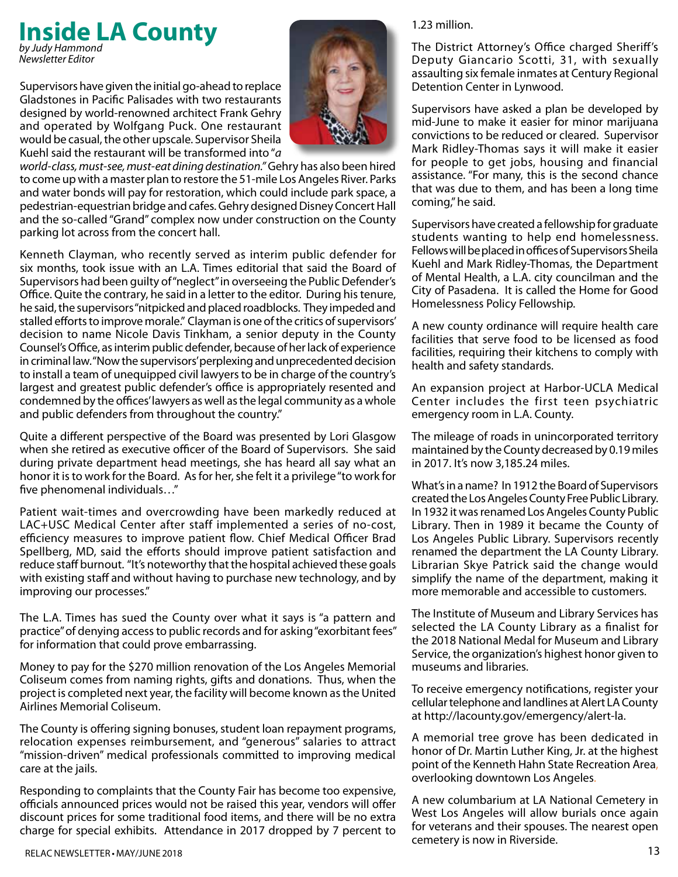# Inside LA County

*by Judy Hammond*
*Newsletter Editor*

Supervisors have given the initial go-ahead to replace Gladstones in Pacific Palisades with two restaurants designed by world-renowned architect Frank Gehry and operated by Wolfgang Puck. One restaurant would be casual, the other upscale. Supervisor Sheila Kuehl said the restaurant will be transformed into "*a world-class, must-see, must-eat dining destination.*" Gehry has also been hired to come up with a master plan to restore the 51-mile Los Angeles River. Parks and water bonds will pay for restoration, which could include park space, a pedestrian-equestrian bridge and cafes. Gehry designed Disney Concert Hall and the so-called "Grand" complex now under construction on the County parking lot across from the concert hall.

Kenneth Clayman, who recently served as interim public defender for six months, took issue with an L.A. Times editorial that said the Board of Supervisors had been guilty of "neglect" in overseeing the Public Defender's Office. Quite the contrary, he said in a letter to the editor. During his tenure, he said, the supervisors "nitpicked and placed roadblocks. They impeded and stalled efforts to improve morale." Clayman is one of the critics of supervisors' decision to name Nicole Davis Tinkham, a senior deputy in the County Counsel's Office, as interim public defender, because of her lack of experience in criminal law. "Now the supervisors' perplexing and unprecedented decision to install a team of unequipped civil lawyers to be in charge of the country's largest and greatest public defender's office is appropriately resented and condemned by the offices' lawyers as well as the legal community as a whole and public defenders from throughout the country."

Quite a different perspective of the Board was presented by Lori Glasgow when she retired as executive officer of the Board of Supervisors. She said during private department head meetings, she has heard all say what an honor it is to work for the Board. As for her, she felt it a privilege "to work for five phenomenal individuals…"

Patient wait-times and overcrowding have been markedly reduced at LAC+USC Medical Center after staff implemented a series of no-cost, efficiency measures to improve patient flow. Chief Medical Officer Brad Spellberg, MD, said the efforts should improve patient satisfaction and reduce staff burnout. "It's noteworthy that the hospital achieved these goals with existing staff and without having to purchase new technology, and by improving our processes."

The L.A. Times has sued the County over what it says is "a pattern and practice" of denying access to public records and for asking "exorbitant fees" for information that could prove embarrassing.

Money to pay for the $270 million renovation of the Los Angeles Memorial Coliseum comes from naming rights, gifts and donations. Thus, when the project is completed next year, the facility will become known as the United Airlines Memorial Coliseum.

The County is offering signing bonuses, student loan repayment programs, relocation expenses reimbursement, and "generous" salaries to attract "mission-driven" medical professionals committed to improving medical care at the jails.

Responding to complaints that the County Fair has become too expensive, officials announced prices would not be raised this year, vendors will offer discount prices for some traditional food items, and there will be no extra charge for special exhibits. Attendance in 2017 dropped by 7 percent to 1.23 million.

The District Attorney's Office charged Sheriff's Deputy Giancario Scotti, 31, with sexually assaulting six female inmates at Century Regional Detention Center in Lynwood.

Supervisors have asked a plan be developed by mid-June to make it easier for minor marijuana convictions to be reduced or cleared. Supervisor Mark Ridley-Thomas says it will make it easier for people to get jobs, housing and financial assistance. "For many, this is the second chance that was due to them, and has been a long time coming," he said.

Supervisors have created a fellowship for graduate students wanting to help end homelessness. Fellows will be placed in offices of Supervisors Sheila Kuehl and Mark Ridley-Thomas, the Department of Mental Health, a L.A. city councilman and the City of Pasadena. It is called the Home for Good Homelessness Policy Fellowship.

A new county ordinance will require health care facilities that serve food to be licensed as food facilities, requiring their kitchens to comply with health and safety standards.

An expansion project at Harbor-UCLA Medical Center includes the first teen psychiatric emergency room in L.A. County.

The mileage of roads in unincorporated territory maintained by the County decreased by 0.19 miles in 2017. It's now 3,185.24 miles.

What's in a name? In 1912 the Board of Supervisors created the Los Angeles County Free Public Library. In 1932 it was renamed Los Angeles County Public Library. Then in 1989 it became the County of Los Angeles Public Library. Supervisors recently renamed the department the LA County Library. Librarian Skye Patrick said the change would simplify the name of the department, making it more memorable and accessible to customers.

The Institute of Museum and Library Services has selected the LA County Library as a finalist for the 2018 National Medal for Museum and Library Service, the organization's highest honor given to museums and libraries.

To receive emergency notifications, register your cellular telephone and landlines at Alert LA County at http://lacounty.gov/emergency/alert-la.

A memorial tree grove has been dedicated in honor of Dr. Martin Luther King, Jr. at the highest point of the Kenneth Hahn State Recreation Area, overlooking downtown Los Angeles.

A new columbarium at LA National Cemetery in West Los Angeles will allow burials once again for veterans and their spouses. The nearest open cemetery is now in Riverside.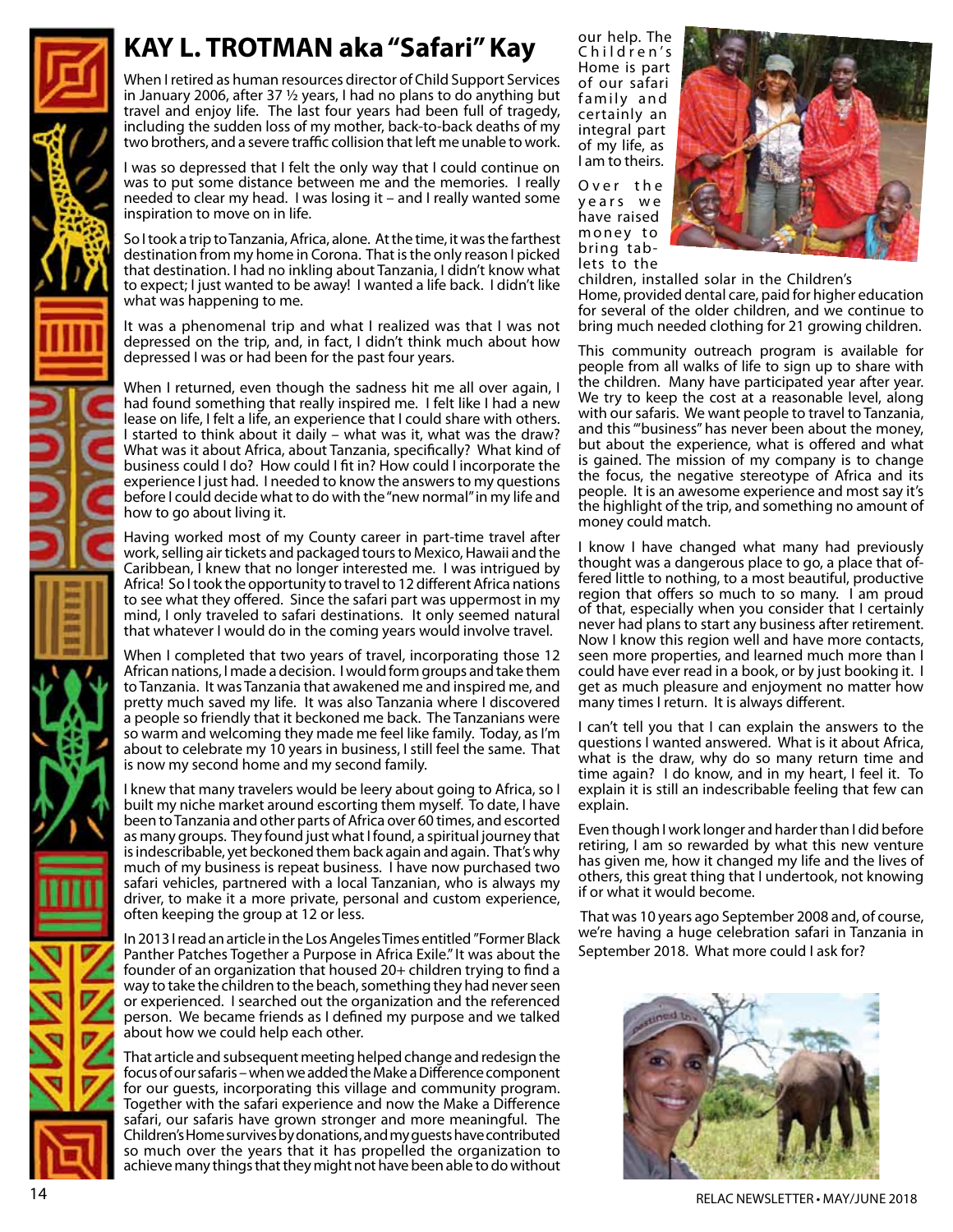## KAY L. TROTMAN aka "Safari" Kay

When I retired as human resources director of Child Support Services in January 2006, after 37 ½ years, I had no plans to do anything but travel and enjoy life. The last four years had been full of tragedy, including the sudden loss of my mother, back-to-back deaths of my two brothers, and a severe traffic collision that left me unable to work.

I was so depressed that I felt the only way that I could continue on was to put some distance between me and the memories. I really needed to clear my head. I was losing it – and I really wanted some inspiration to move on in life.

So I took a trip to Tanzania, Africa, alone. At the time, it was the farthest destination from my home in Corona. That is the only reason I picked that destination. I had no inkling about Tanzania, I didn't know what to expect; I just wanted to be away! I wanted a life back. I didn't like what was happening to me.

It was a phenomenal trip and what I realized was that I was not depressed on the trip, and, in fact, I didn't think much about how depressed I was or had been for the past four years.

When I returned, even though the sadness hit me all over again, I had found something that really inspired me. I felt like I had a new lease on life, I felt a life, an experience that I could share with others. I started to think about it daily – what was it, what was the draw? What was it about Africa, about Tanzania, specifically? What kind of business could I do? How could I fit in? How could I incorporate the experience I just had. I needed to know the answers to my questions before I could decide what to do with the "new normal" in my life and how to go about living it.

Having worked most of my County career in part-time travel after work, selling air tickets and packaged tours to Mexico, Hawaii and the Caribbean, I knew that no longer interested me. I was intrigued by Africa! So I took the opportunity to travel to 12 different Africa nations to see what they offered. Since the safari part was uppermost in my mind, I only traveled to safari destinations. It only seemed natural that whatever I would do in the coming years would involve travel.

When I completed that two years of travel, incorporating those 12 African nations, I made a decision. I would form groups and take them to Tanzania. It was Tanzania that awakened me and inspired me, and pretty much saved my life. It was also Tanzania where I discovered a people so friendly that it beckoned me back. The Tanzanians were so warm and welcoming they made me feel like family. Today, as I'm about to celebrate my 10 years in business, I still feel the same. That is now my second home and my second family.

I knew that many travelers would be leery about going to Africa, so I built my niche market around escorting them myself. To date, I have been to Tanzania and other parts of Africa over 60 times, and escorted as many groups. They found just what I found, a spiritual journey that is indescribable, yet beckoned them back again and again. That's why much of my business is repeat business. I have now purchased two safari vehicles, partnered with a local Tanzanian, who is always my driver, to make it a more private, personal and custom experience, often keeping the group at 12 or less.

In 2013 I read an article in the Los Angeles Times entitled "Former Black Panther Patches Together a Purpose in Africa Exile." It was about the founder of an organization that housed 20+ children trying to find a way to take the children to the beach, something they had never seen or experienced. I searched out the organization and the referenced person. We became friends as I defined my purpose and we talked about how we could help each other.

That article and subsequent meeting helped change and redesign the focus of our safaris – when we added the Make a Difference component for our guests, incorporating this village and community program. Together with the safari experience and now the Make a Difference safari, our safaris have grown stronger and more meaningful. The Children's Home survives by donations, and my guests have contributed so much over the years that it has propelled the organization to achieve many things that they might not have been able to do without our help. The Children's Home is part of our safari family and certainly an integral part of my life, as I am to theirs.

Over the years we have raised money to bring tablets to the children, installed solar in the Children's Home, provided dental care, paid for higher education for several of the older children, and we continue to bring much needed clothing for 21 growing children.

This community outreach program is available for people from all walks of life to sign up to share with the children. Many have participated year after year. We try to keep the cost at a reasonable level, along with our safaris. We want people to travel to Tanzania, and this "business" has never been about the money, but about the experience, what is offered and what is gained. The mission of my company is to change the focus, the negative stereotype of Africa and its people. It is an awesome experience and most say it's the highlight of the trip, and something no amount of money could match.

I know I have changed what many had previously thought was a dangerous place to go, a place that offered little to nothing, to a most beautiful, productive region that offers so much to so many. I am proud of that, especially when you consider that I certainly never had plans to start any business after retirement. Now I know this region well and have more contacts, seen more properties, and learned much more than I could have ever read in a book, or by just booking it. I get as much pleasure and enjoyment no matter how many times I return. It is always different.

I can't tell you that I can explain the answers to the questions I wanted answered. What is it about Africa, what is the draw, why do so many return time and time again? I do know, and in my heart, I feel it. To explain it is still an indescribable feeling that few can explain.

Even though I work longer and harder than I did before retiring, I am so rewarded by what this new venture has given me, how it changed my life and the lives of others, this great thing that I undertook, not knowing if or what it would become.

That was 10 years ago September 2008 and, of course, we're having a huge celebration safari in Tanzania in September 2018. What more could I ask for?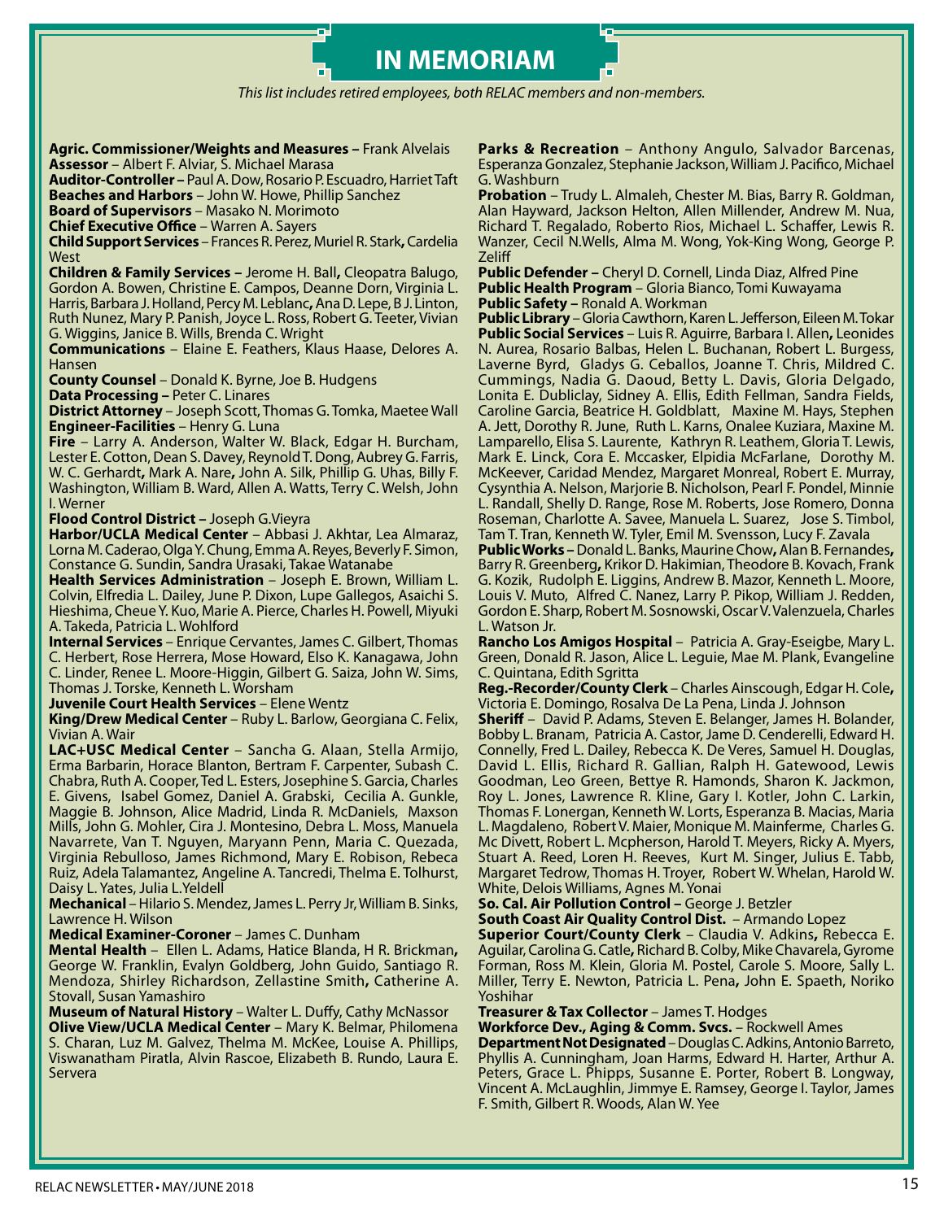# IN MEMORIAM

*This list includes retired employees, both RELAC members and non-members.*

**Agric. Commissioner/Weights and Measures –** Frank Alvelais
**Assessor** – Albert F. Alviar, S. Michael Marasa
**Auditor-Controller –** Paul A. Dow, Rosario P. Escuadro, Harriet Taft
**Beaches and Harbors** – John W. Howe, Phillip Sanchez
**Board of Supervisors** – Masako N. Morimoto
**Chief Executive Office** – Warren A. Sayers
**Child Support Services** – Frances R. Perez, Muriel R. Stark, Cardelia West
**Children & Family Services –** Jerome H. Ball, Cleopatra Balugo, Gordon A. Bowen, Christine E. Campos, Deanne Dorn, Virginia L. Harris, Barbara J. Holland, Percy M. Leblanc, Ana D. Lepe, B J. Linton, Ruth Nunez, Mary P. Panish, Joyce L. Ross, Robert G. Teeter, Vivian G. Wiggins, Janice B. Wills, Brenda C. Wright
**Communications** – Elaine E. Feathers, Klaus Haase, Delores A. Hansen
**County Counsel** – Donald K. Byrne, Joe B. Hudgens
**Data Processing –** Peter C. Linares
**District Attorney** – Joseph Scott, Thomas G. Tomka, Maetee Wall
**Engineer-Facilities** – Henry G. Luna
**Fire** – Larry A. Anderson, Walter W. Black, Edgar H. Burcham, Lester E. Cotton, Dean S. Davey, Reynold T. Dong, Aubrey G. Farris, W. C. Gerhardt, Mark A. Nare, John A. Silk, Phillip G. Uhas, Billy F. Washington, William B. Ward, Allen A. Watts, Terry C. Welsh, John I. Werner
**Flood Control District –** Joseph G.Vieyra
**Harbor/UCLA Medical Center** – Abbasi J. Akhtar, Lea Almaraz, Lorna M. Caderao, Olga Y. Chung, Emma A. Reyes, Beverly F. Simon, Constance G. Sundin, Sandra Urasaki, Takae Watanabe
**Health Services Administration** – Joseph E. Brown, William L. Colvin, Elfredia L. Dailey, June P. Dixon, Lupe Gallegos, Asaichi S. Hieshima, Cheue Y. Kuo, Marie A. Pierce, Charles H. Powell, Miyuki A. Takeda, Patricia L. Wohlford
**Internal Services** – Enrique Cervantes, James C. Gilbert, Thomas C. Herbert, Rose Herrera, Mose Howard, Elso K. Kanagawa, John C. Linder, Renee L. Moore-Higgin, Gilbert G. Saiza, John W. Sims, Thomas J. Torske, Kenneth L. Worsham
**Juvenile Court Health Services** – Elene Wentz
**King/Drew Medical Center** – Ruby L. Barlow, Georgiana C. Felix, Vivian A. Wair
**LAC+USC Medical Center** – Sancha G. Alaan, Stella Armijo, Erma Barbarin, Horace Blanton, Bertram F. Carpenter, Subash C. Chabra, Ruth A. Cooper, Ted L. Esters, Josephine S. Garcia, Charles E. Givens, Isabel Gomez, Daniel A. Grabski, Cecilia A. Gunkle, Maggie B. Johnson, Alice Madrid, Linda R. McDaniels, Maxson Mills, John G. Mohler, Cira J. Montesino, Debra L. Moss, Manuela Navarrete, Van T. Nguyen, Maryann Penn, Maria C. Quezada, Virginia Rebulloso, James Richmond, Mary E. Robison, Rebeca Ruiz, Adela Talamantez, Angeline A. Tancredi, Thelma E. Tolhurst, Daisy L. Yates, Julia L.Yeldell
**Mechanical** – Hilario S. Mendez, James L. Perry Jr, William B. Sinks, Lawrence H. Wilson
**Medical Examiner-Coroner** – James C. Dunham
**Mental Health** – Ellen L. Adams, Hatice Blanda, H R. Brickman, George W. Franklin, Evalyn Goldberg, John Guido, Santiago R. Mendoza, Shirley Richardson, Zellastine Smith, Catherine A. Stovall, Susan Yamashiro
**Museum of Natural History** – Walter L. Duffy, Cathy McNassor
**Olive View/UCLA Medical Center** – Mary K. Belmar, Philomena S. Charan, Luz M. Galvez, Thelma M. McKee, Louise A. Phillips, Viswanatham Piratla, Alvin Rascoe, Elizabeth B. Rundo, Laura E. Servera
**Parks & Recreation** – Anthony Angulo, Salvador Barcenas, Esperanza Gonzalez, Stephanie Jackson, William J. Pacifico, Michael G. Washburn
**Probation** – Trudy L. Almaleh, Chester M. Bias, Barry R. Goldman, Alan Hayward, Jackson Helton, Allen Millender, Andrew M. Nua, Richard T. Regalado, Roberto Rios, Michael L. Schaffer, Lewis R. Wanzer, Cecil N.Wells, Alma M. Wong, Yok-King Wong, George P. Zeliff
**Public Defender –** Cheryl D. Cornell, Linda Diaz, Alfred Pine
**Public Health Program** – Gloria Bianco, Tomi Kuwayama
**Public Safety –** Ronald A. Workman
**Public Library** – Gloria Cawthorn, Karen L. Jefferson, Eileen M. Tokar
**Public Social Services** – Luis R. Aguirre, Barbara I. Allen, Leonides N. Aurea, Rosario Balbas, Helen L. Buchanan, Robert L. Burgess, Laverne Byrd, Gladys G. Ceballos, Joanne T. Chris, Mildred C. Cummings, Nadia G. Daoud, Betty L. Davis, Gloria Delgado, Lonita E. Dubliclay, Sidney A. Ellis, Edith Fellman, Sandra Fields, Caroline Garcia, Beatrice H. Goldblatt, Maxine M. Hays, Stephen A. Jett, Dorothy R. June, Ruth L. Karns, Onalee Kuziara, Maxine M. Lamparello, Elisa S. Laurente, Kathryn R. Leathem, Gloria T. Lewis, Mark E. Linck, Cora E. Mccasker, Elpidia McFarlane, Dorothy M. McKeever, Caridad Mendez, Margaret Monreal, Robert E. Murray, Cysynthia A. Nelson, Marjorie B. Nicholson, Pearl F. Pondel, Minnie L. Randall, Shelly D. Range, Rose M. Roberts, Jose Romero, Donna Roseman, Charlotte A. Savee, Manuela L. Suarez, Jose S. Timbol, Tam T. Tran, Kenneth W. Tyler, Emil M. Svensson, Lucy F. Zavala
**Public Works –** Donald L. Banks, Maurine Chow, Alan B. Fernandes, Barry R. Greenberg, Krikor D. Hakimian, Theodore B. Kovach, Frank G. Kozik, Rudolph E. Liggins, Andrew B. Mazor, Kenneth L. Moore, Louis V. Muto, Alfred C. Nanez, Larry P. Pikop, William J. Redden, Gordon E. Sharp, Robert M. Sosnowski, Oscar V. Valenzuela, Charles L. Watson Jr.
**Rancho Los Amigos Hospital** – Patricia A. Gray-Eseigbe, Mary L. Green, Donald R. Jason, Alice L. Leguie, Mae M. Plank, Evangeline C. Quintana, Edith Sgritta
**Reg.-Recorder/County Clerk** – Charles Ainscough, Edgar H. Cole, Victoria E. Domingo, Rosalva De La Pena, Linda J. Johnson
**Sheriff** – David P. Adams, Steven E. Belanger, James H. Bolander, Bobby L. Branam, Patricia A. Castor, Jame D. Cenderelli, Edward H. Connelly, Fred L. Dailey, Rebecca K. De Veres, Samuel H. Douglas, David L. Ellis, Richard R. Gallian, Ralph H. Gatewood, Lewis Goodman, Leo Green, Bettye R. Hamonds, Sharon K. Jackmon, Roy L. Jones, Lawrence R. Kline, Gary I. Kotler, John C. Larkin, Thomas F. Lonergan, Kenneth W. Lorts, Esperanza B. Macias, Maria L. Magdaleno, Robert V. Maier, Monique M. Mainferme, Charles G. Mc Divett, Robert L. Mcpherson, Harold T. Meyers, Ricky A. Myers, Stuart A. Reed, Loren H. Reeves, Kurt M. Singer, Julius E. Tabb, Margaret Tedrow, Thomas H. Troyer, Robert W. Whelan, Harold W. White, Delois Williams, Agnes M. Yonai
**So. Cal. Air Pollution Control –** George J. Betzler
**South Coast Air Quality Control Dist.** – Armando Lopez
**Superior Court/County Clerk** – Claudia V. Adkins, Rebecca E. Aguilar, Carolina G. Catle, Richard B. Colby, Mike Chavarela, Gyrome Forman, Ross M. Klein, Gloria M. Postel, Carole S. Moore, Sally L. Miller, Terry E. Newton, Patricia L. Pena, John E. Spaeth, Noriko Yoshihar
**Treasurer & Tax Collector** – James T. Hodges
**Workforce Dev., Aging & Comm. Svcs.** – Rockwell Ames
**Department Not Designated** – Douglas C. Adkins, Antonio Barreto, Phyllis A. Cunningham, Joan Harms, Edward H. Harter, Arthur A. Peters, Grace L. Phipps, Susanne E. Porter, Robert B. Longway, Vincent A. McLaughlin, Jimmye E. Ramsey, George I. Taylor, James F. Smith, Gilbert R. Woods, Alan W. Yee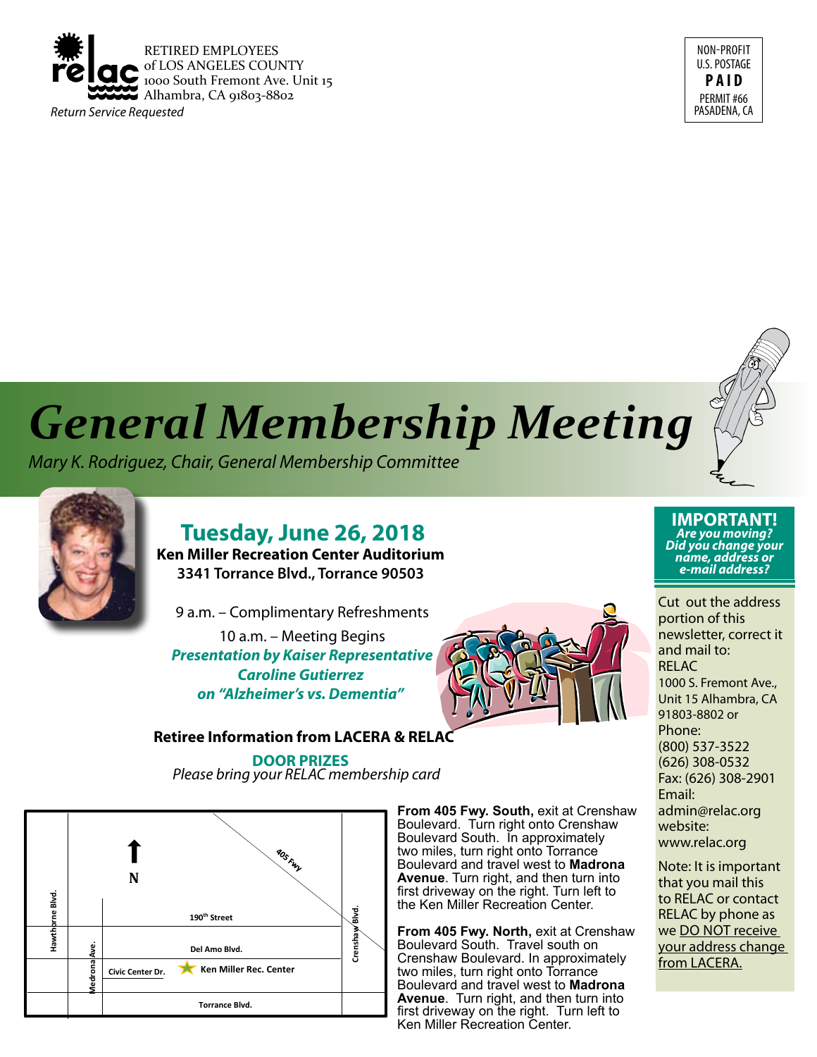RETIRED EMPLOYEES
of LOS ANGELES COUNTY
1000 South Fremont Ave. Unit 15
Alhambra, CA 91803-8802

*Return Service Requested*

NON-PROFIT
U.S. POSTAGE
**PAID**
PERMIT #66
PASADENA, CA

# *General Membership Meeting*

*Mary K. Rodriguez, Chair, General Membership Committee*

## Tuesday, June 26, 2018

**Ken Miller Recreation Center Auditorium**
**3341 Torrance Blvd., Torrance 90503**

9 a.m. – Complimentary Refreshments

10 a.m. – Meeting Begins

***Presentation by Kaiser Representative Caroline Gutierrez on "Alzheimer's vs. Dementia"***

**Retiree Information from LACERA & RELAC**

**DOOR PRIZES**

*Please bring your RELAC membership card*

N
405 Fwy
Hawthorne Blvd.
Madrona Ave.
190th Street
Del Amo Blvd.
Civic Center Dr.
Ken Miller Rec. Center
Crenshaw Blvd.
Torrance Blvd.

**From 405 Fwy. South,** exit at Crenshaw Boulevard. Turn right onto Crenshaw Boulevard South. In approximately two miles, turn right onto Torrance Boulevard and travel west to **Madrona Avenue**. Turn right, and then turn into first driveway on the right. Turn left to the Ken Miller Recreation Center.

**From 405 Fwy. North,** exit at Crenshaw Boulevard South. Travel south on Crenshaw Boulevard. In approximately two miles, turn right onto Torrance Boulevard and travel west to **Madrona Avenue**. Turn right, and then turn into first driveway on the right. Turn left to Ken Miller Recreation Center.

**IMPORTANT!**
***Are you moving? Did you change your name, address or e-mail address?***

Cut out the address portion of this newsletter, correct it and mail to:
RELAC
1000 S. Fremont Ave., Unit 15 Alhambra, CA 91803-8802 or
Phone:
(800) 537-3522
(626) 308-0532
Fax: (626) 308-2901
Email:
admin@relac.org
website:
www.relac.org

Note: It is important that you mail this to RELAC or contact RELAC by phone as we DO NOT receive your address change from LACERA.